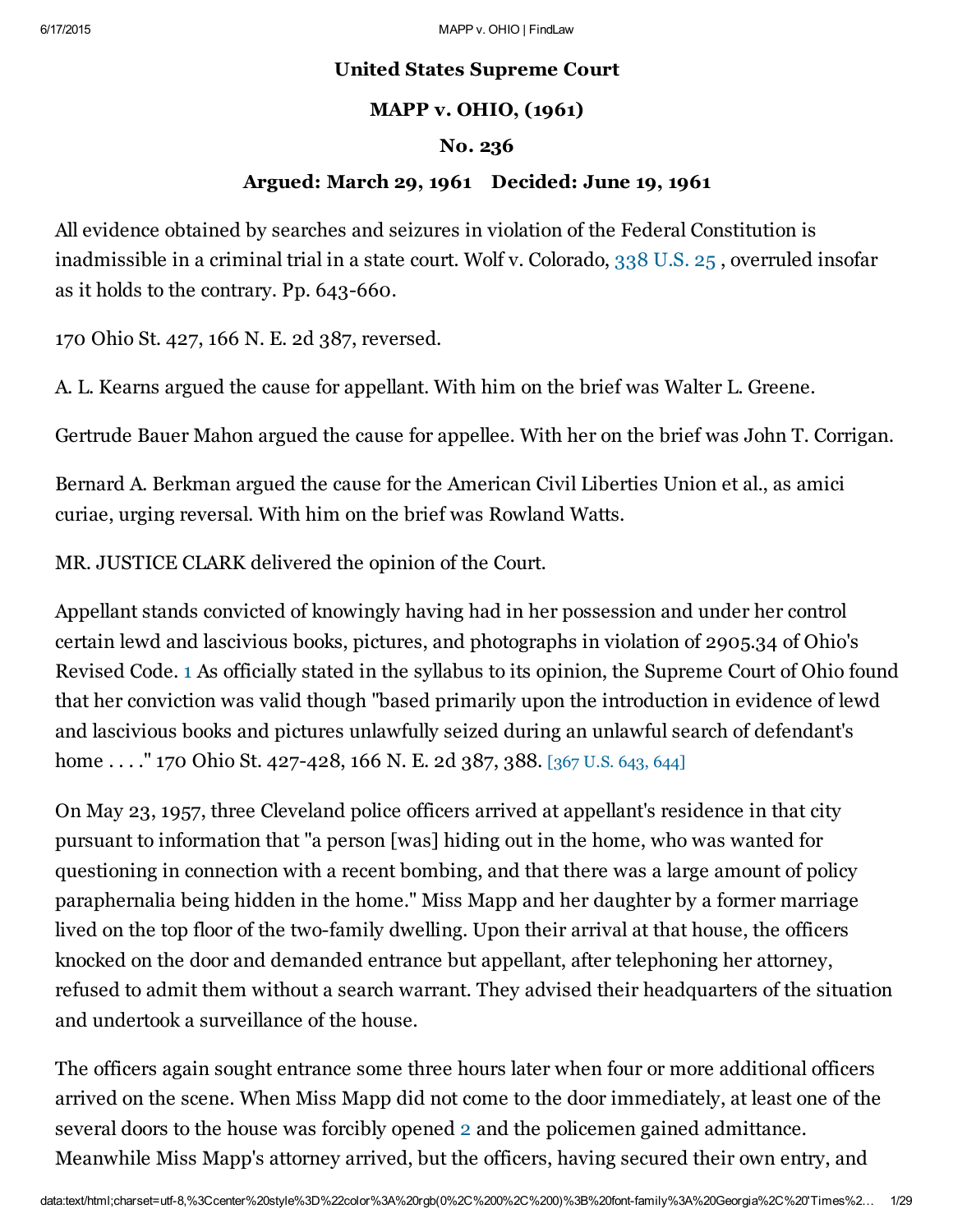**United States Supreme Court**

**MAPP v. OHIO, (1961)**

**No. 236**

**Argued: March 29, 1961 Decided: June 19, 1961**

All evidence obtained by searches and seizures in violation of the Federal Constitution is inadmissible in a criminal trial in a state court. Wolf v. Colorado, 338 U.S. 25 , overruled insofar as it holds to the contrary. Pp. 643-660.

170 Ohio St. 427, 166 N. E. 2d 387, reversed.

A. L. Kearns argued the cause for appellant. With him on the brief was Walter L. Greene.

Gertrude Bauer Mahon argued the cause for appellee. With her on the brief was John T. Corrigan.

Bernard A. Berkman argued the cause for the American Civil Liberties Union et al., as amici curiae, urging reversal. With him on the brief was Rowland Watts.

MR. JUSTICE CLARK delivered the opinion of the Court.

Appellant stands convicted of knowingly having had in her possession and under her control certain lewd and lascivious books, pictures, and photographs in violation of 2905.34 of Ohio's Revised Code. [1] As officially stated in the syllabus to its opinion, the Supreme Court of Ohio found that her conviction was valid though "based primarily upon the introduction in evidence of lewd and lascivious books and pictures unlawfully seized during an unlawful search of defendant's home . . . ." 170 Ohio St. 427-428, 166 N. E. 2d 387, 388. [367 U.S. 643, 644]

On May 23, 1957, three Cleveland police officers arrived at appellant's residence in that city pursuant to information that "a person [was] hiding out in the home, who was wanted for questioning in connection with a recent bombing, and that there was a large amount of policy paraphernalia being hidden in the home." Miss Mapp and her daughter by a former marriage lived on the top floor of the two-family dwelling. Upon their arrival at that house, the officers knocked on the door and demanded entrance but appellant, after telephoning her attorney, refused to admit them without a search warrant. They advised their headquarters of the situation and undertook a surveillance of the house.

The officers again sought entrance some three hours later when four or more additional officers arrived on the scene. When Miss Mapp did not come to the door immediately, at least one of the several doors to the house was forcibly opened [2] and the policemen gained admittance. Meanwhile Miss Mapp's attorney arrived, but the officers, having secured their own entry, and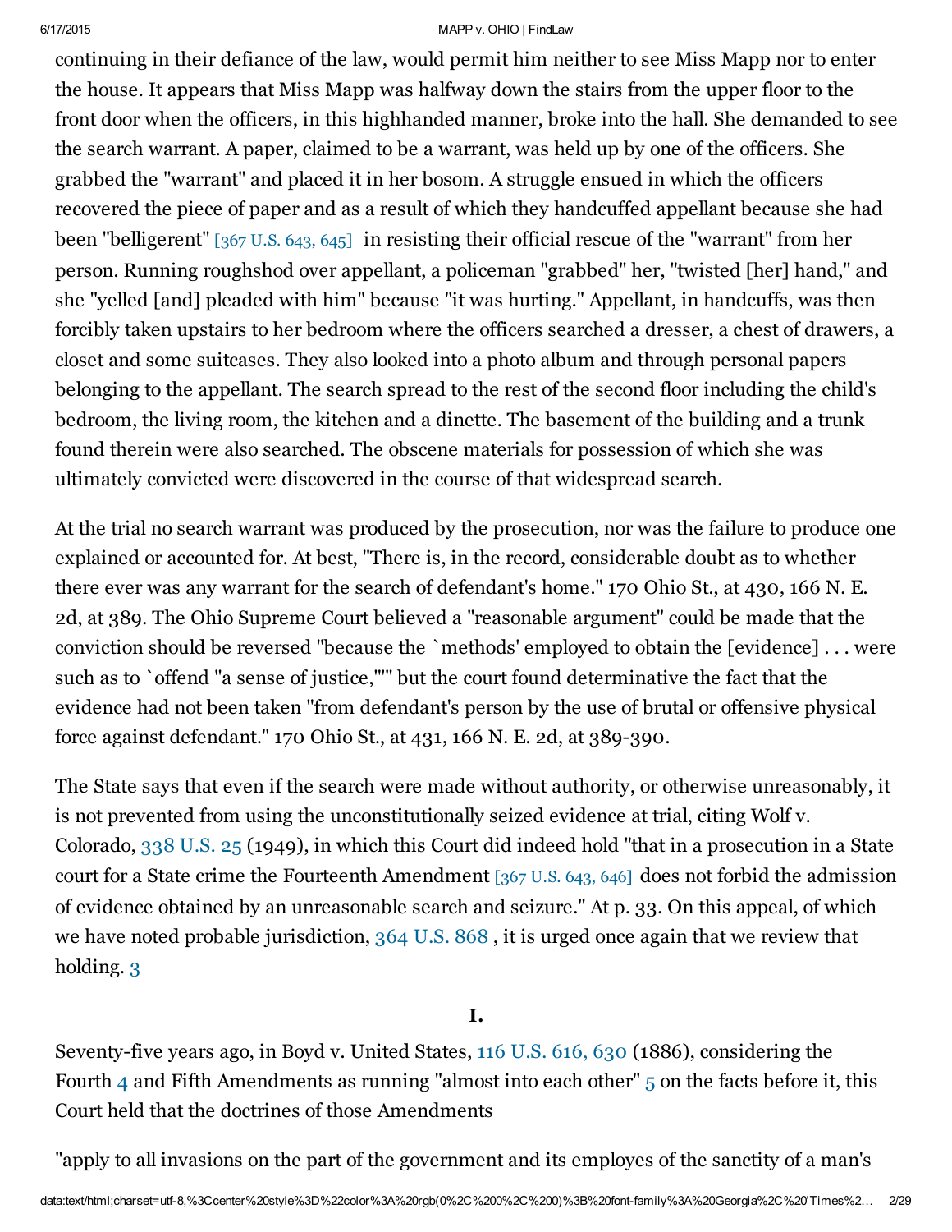continuing in their defiance of the law, would permit him neither to see Miss Mapp nor to enter the house. It appears that Miss Mapp was halfway down the stairs from the upper floor to the front door when the officers, in this highhanded manner, broke into the hall. She demanded to see the search warrant. A paper, claimed to be a warrant, was held up by one of the officers. She grabbed the "warrant" and placed it in her bosom. A struggle ensued in which the officers recovered the piece of paper and as a result of which they handcuffed appellant because she had been "belligerent" [367 U.S. 643, 645] in resisting their official rescue of the "warrant" from her person. Running roughshod over appellant, a policeman "grabbed" her, "twisted [her] hand," and she "yelled [and] pleaded with him" because "it was hurting." Appellant, in handcuffs, was then forcibly taken upstairs to her bedroom where the officers searched a dresser, a chest of drawers, a closet and some suitcases. They also looked into a photo album and through personal papers belonging to the appellant. The search spread to the rest of the second floor including the child's bedroom, the living room, the kitchen and a dinette. The basement of the building and a trunk found therein were also searched. The obscene materials for possession of which she was ultimately convicted were discovered in the course of that widespread search.

At the trial no search warrant was produced by the prosecution, nor was the failure to produce one explained or accounted for. At best, "There is, in the record, considerable doubt as to whether there ever was any warrant for the search of defendant's home." 170 Ohio St., at 430, 166 N. E. 2d, at 389. The Ohio Supreme Court believed a "reasonable argument" could be made that the conviction should be reversed "because the `methods' employed to obtain the [evidence] . . . were such as to `offend "a sense of justice,""" but the court found determinative the fact that the evidence had not been taken "from defendant's person by the use of brutal or offensive physical force against defendant." 170 Ohio St., at 431, 166 N. E. 2d, at 389-390.

The State says that even if the search were made without authority, or otherwise unreasonably, it is not prevented from using the unconstitutionally seized evidence at trial, citing Wolf v. Colorado, 338 U.S. 25 (1949), in which this Court did indeed hold "that in a prosecution in a State court for a State crime the Fourteenth Amendment [367 U.S. 643, 646] does not forbid the admission of evidence obtained by an unreasonable search and seizure." At p. 33. On this appeal, of which we have noted probable jurisdiction, 364 U.S. 868 , it is urged once again that we review that holding. [3]

## I.

Seventy-five years ago, in Boyd v. United States, 116 U.S. 616, 630 (1886), considering the Fourth [4] and Fifth Amendments as running "almost into each other" [5] on the facts before it, this Court held that the doctrines of those Amendments

"apply to all invasions on the part of the government and its employes of the sanctity of a man's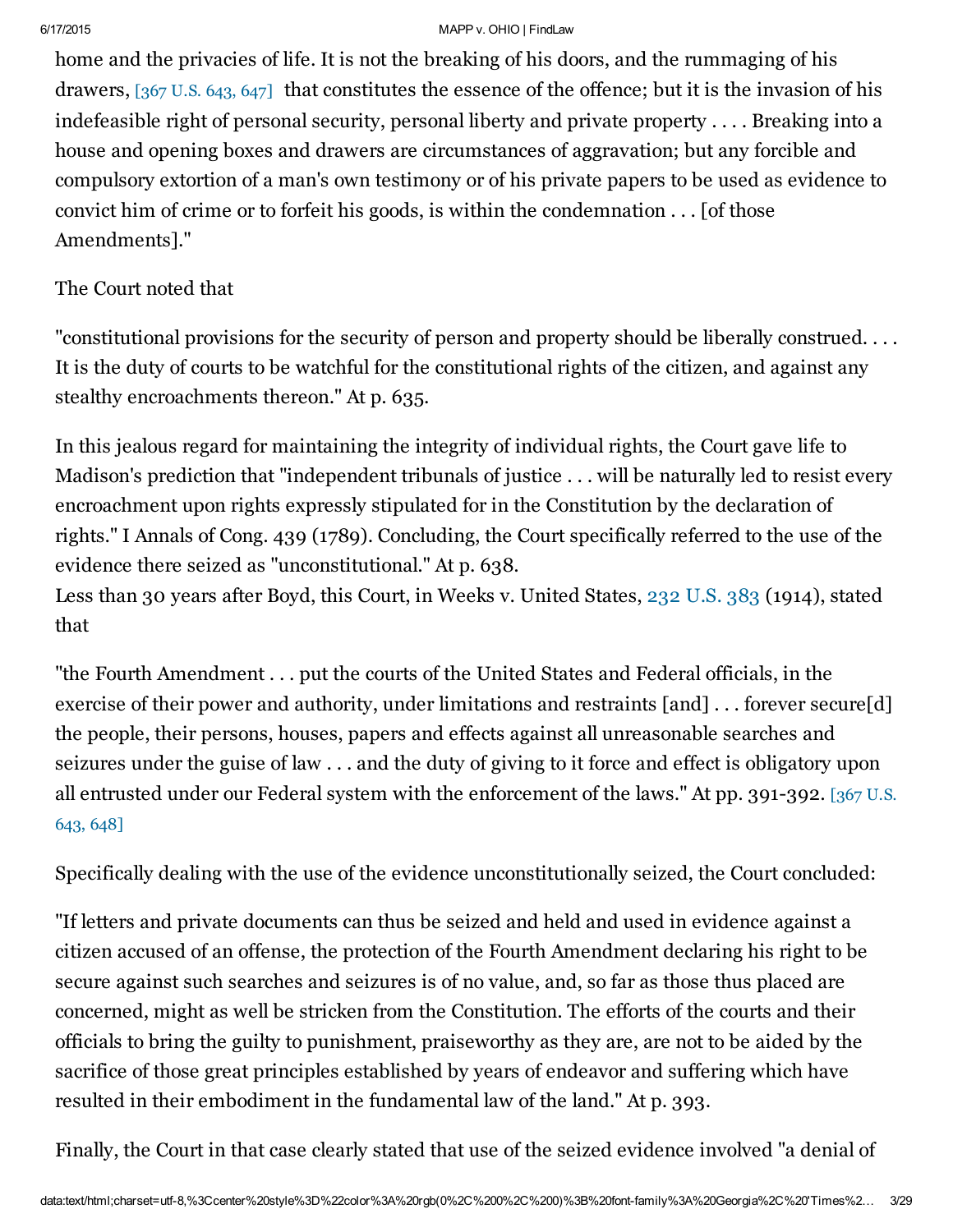home and the privacies of life. It is not the breaking of his doors, and the rummaging of his drawers, [367 U.S. 643, 647] that constitutes the essence of the offence; but it is the invasion of his indefeasible right of personal security, personal liberty and private property . . . . Breaking into a house and opening boxes and drawers are circumstances of aggravation; but any forcible and compulsory extortion of a man's own testimony or of his private papers to be used as evidence to convict him of crime or to forfeit his goods, is within the condemnation . . . [of those Amendments]."

The Court noted that

"constitutional provisions for the security of person and property should be liberally construed. . . . It is the duty of courts to be watchful for the constitutional rights of the citizen, and against any stealthy encroachments thereon." At p. 635.

In this jealous regard for maintaining the integrity of individual rights, the Court gave life to Madison's prediction that "independent tribunals of justice . . . will be naturally led to resist every encroachment upon rights expressly stipulated for in the Constitution by the declaration of rights." I Annals of Cong. 439 (1789). Concluding, the Court specifically referred to the use of the evidence there seized as "unconstitutional." At p. 638.

Less than 30 years after Boyd, this Court, in Weeks v. United States, 232 U.S. 383 (1914), stated that

"the Fourth Amendment . . . put the courts of the United States and Federal officials, in the exercise of their power and authority, under limitations and restraints [and] . . . forever secure[d] the people, their persons, houses, papers and effects against all unreasonable searches and seizures under the guise of law . . . and the duty of giving to it force and effect is obligatory upon all entrusted under our Federal system with the enforcement of the laws." At pp. 391-392. [367 U.S. 643, 648]

Specifically dealing with the use of the evidence unconstitutionally seized, the Court concluded:

"If letters and private documents can thus be seized and held and used in evidence against a citizen accused of an offense, the protection of the Fourth Amendment declaring his right to be secure against such searches and seizures is of no value, and, so far as those thus placed are concerned, might as well be stricken from the Constitution. The efforts of the courts and their officials to bring the guilty to punishment, praiseworthy as they are, are not to be aided by the sacrifice of those great principles established by years of endeavor and suffering which have resulted in their embodiment in the fundamental law of the land." At p. 393.

Finally, the Court in that case clearly stated that use of the seized evidence involved "a denial of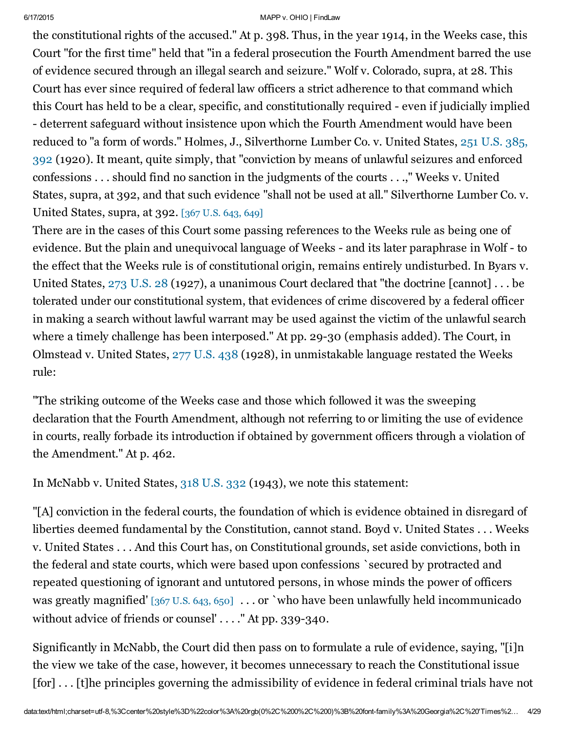the constitutional rights of the accused." At p. 398. Thus, in the year 1914, in the Weeks case, this Court "for the first time" held that "in a federal prosecution the Fourth Amendment barred the use of evidence secured through an illegal search and seizure." Wolf v. Colorado, supra, at 28. This Court has ever since required of federal law officers a strict adherence to that command which this Court has held to be a clear, specific, and constitutionally required - even if judicially implied - deterrent safeguard without insistence upon which the Fourth Amendment would have been reduced to "a form of words." Holmes, J., Silverthorne Lumber Co. v. United States, 251 U.S. 385, 392 (1920). It meant, quite simply, that "conviction by means of unlawful seizures and enforced confessions . . . should find no sanction in the judgments of the courts . . .," Weeks v. United States, supra, at 392, and that such evidence "shall not be used at all." Silverthorne Lumber Co. v. United States, supra, at 392. [367 U.S. 643, 649]

There are in the cases of this Court some passing references to the Weeks rule as being one of evidence. But the plain and unequivocal language of Weeks - and its later paraphrase in Wolf - to the effect that the Weeks rule is of constitutional origin, remains entirely undisturbed. In Byars v. United States, 273 U.S. 28 (1927), a unanimous Court declared that "the doctrine [cannot] . . . be tolerated under our constitutional system, that evidences of crime discovered by a federal officer in making a search without lawful warrant may be used against the victim of the unlawful search where a timely challenge has been interposed." At pp. 29-30 (emphasis added). The Court, in Olmstead v. United States, 277 U.S. 438 (1928), in unmistakable language restated the Weeks rule:

"The striking outcome of the Weeks case and those which followed it was the sweeping declaration that the Fourth Amendment, although not referring to or limiting the use of evidence in courts, really forbade its introduction if obtained by government officers through a violation of the Amendment." At p. 462.

In McNabb v. United States, 318 U.S. 332 (1943), we note this statement:

"[A] conviction in the federal courts, the foundation of which is evidence obtained in disregard of liberties deemed fundamental by the Constitution, cannot stand. Boyd v. United States . . . Weeks v. United States . . . And this Court has, on Constitutional grounds, set aside convictions, both in the federal and state courts, which were based upon confessions `secured by protracted and repeated questioning of ignorant and untutored persons, in whose minds the power of officers was greatly magnified' [367 U.S. 643, 650] . . . or `who have been unlawfully held incommunicado without advice of friends or counsel' . . . ." At pp. 339-340.

Significantly in McNabb, the Court did then pass on to formulate a rule of evidence, saying, "[i]n the view we take of the case, however, it becomes unnecessary to reach the Constitutional issue [for] . . . [t]he principles governing the admissibility of evidence in federal criminal trials have not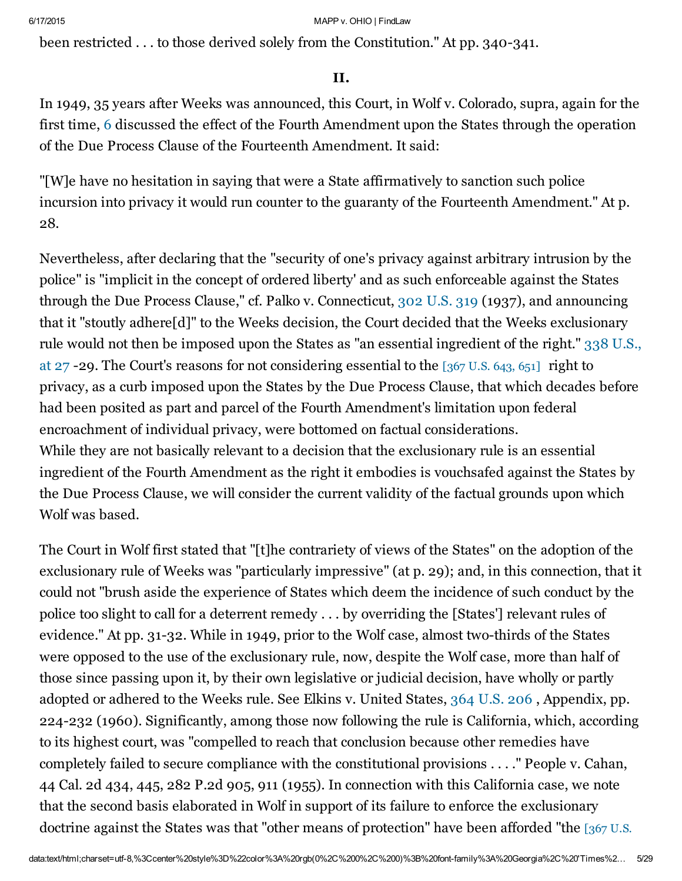been restricted . . . to those derived solely from the Constitution." At pp. 340-341.

## II.

In 1949, 35 years after Weeks was announced, this Court, in Wolf v. Colorado, supra, again for the first time, 6 discussed the effect of the Fourth Amendment upon the States through the operation of the Due Process Clause of the Fourteenth Amendment. It said:

"[W]e have no hesitation in saying that were a State affirmatively to sanction such police incursion into privacy it would run counter to the guaranty of the Fourteenth Amendment." At p. 28.

Nevertheless, after declaring that the "security of one's privacy against arbitrary intrusion by the police" is "implicit in the concept of ordered liberty' and as such enforceable against the States through the Due Process Clause," cf. Palko v. Connecticut, 302 U.S. 319 (1937), and announcing that it "stoutly adhere[d]" to the Weeks decision, the Court decided that the Weeks exclusionary rule would not then be imposed upon the States as "an essential ingredient of the right." 338 U.S., at 27 -29. The Court's reasons for not considering essential to the [367 U.S. 643, 651] right to privacy, as a curb imposed upon the States by the Due Process Clause, that which decades before had been posited as part and parcel of the Fourth Amendment's limitation upon federal encroachment of individual privacy, were bottomed on factual considerations.
While they are not basically relevant to a decision that the exclusionary rule is an essential ingredient of the Fourth Amendment as the right it embodies is vouchsafed against the States by the Due Process Clause, we will consider the current validity of the factual grounds upon which Wolf was based.

The Court in Wolf first stated that "[t]he contrariety of views of the States" on the adoption of the exclusionary rule of Weeks was "particularly impressive" (at p. 29); and, in this connection, that it could not "brush aside the experience of States which deem the incidence of such conduct by the police too slight to call for a deterrent remedy . . . by overriding the [States'] relevant rules of evidence." At pp. 31-32. While in 1949, prior to the Wolf case, almost two-thirds of the States were opposed to the use of the exclusionary rule, now, despite the Wolf case, more than half of those since passing upon it, by their own legislative or judicial decision, have wholly or partly adopted or adhered to the Weeks rule. See Elkins v. United States, 364 U.S. 206 , Appendix, pp. 224-232 (1960). Significantly, among those now following the rule is California, which, according to its highest court, was "compelled to reach that conclusion because other remedies have completely failed to secure compliance with the constitutional provisions . . . ." People v. Cahan, 44 Cal. 2d 434, 445, 282 P.2d 905, 911 (1955). In connection with this California case, we note that the second basis elaborated in Wolf in support of its failure to enforce the exclusionary doctrine against the States was that "other means of protection" have been afforded "the [367 U.S.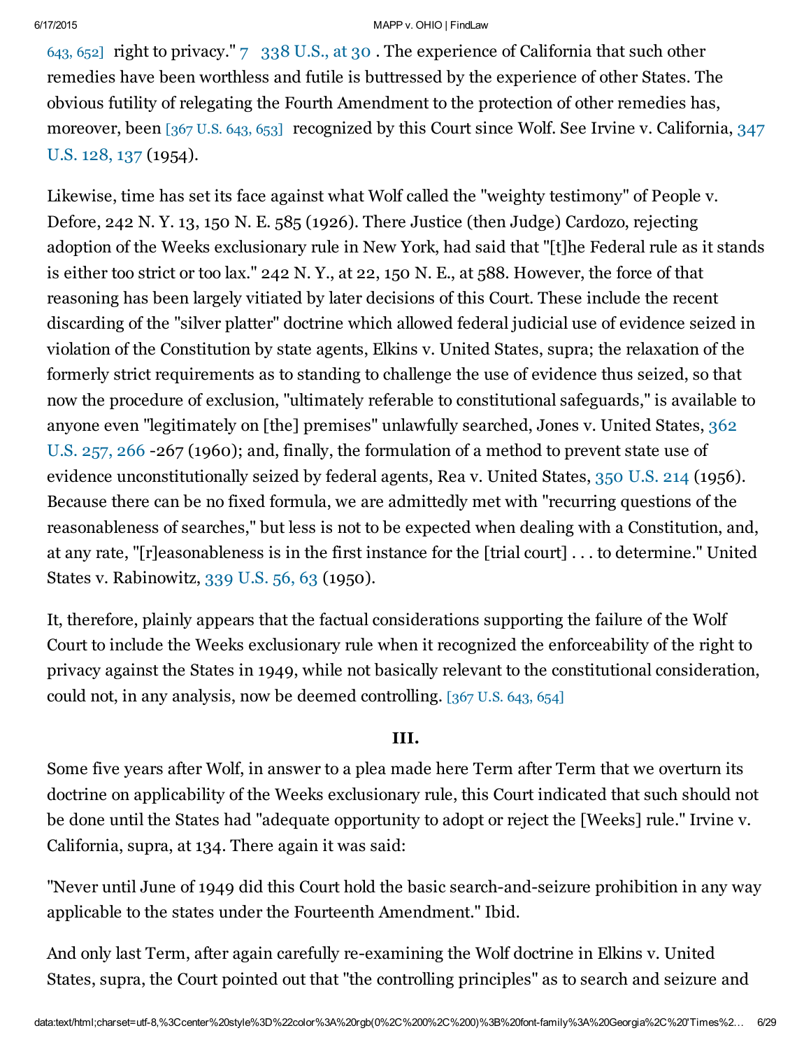643, 652] right to privacy." 7 338 U.S., at 30 . The experience of California that such other remedies have been worthless and futile is buttressed by the experience of other States. The obvious futility of relegating the Fourth Amendment to the protection of other remedies has, moreover, been [367 U.S. 643, 653] recognized by this Court since Wolf. See Irvine v. California, 347 U.S. 128, 137 (1954).

Likewise, time has set its face against what Wolf called the "weighty testimony" of People v. Defore, 242 N. Y. 13, 150 N. E. 585 (1926). There Justice (then Judge) Cardozo, rejecting adoption of the Weeks exclusionary rule in New York, had said that "[t]he Federal rule as it stands is either too strict or too lax." 242 N. Y., at 22, 150 N. E., at 588. However, the force of that reasoning has been largely vitiated by later decisions of this Court. These include the recent discarding of the "silver platter" doctrine which allowed federal judicial use of evidence seized in violation of the Constitution by state agents, Elkins v. United States, supra; the relaxation of the formerly strict requirements as to standing to challenge the use of evidence thus seized, so that now the procedure of exclusion, "ultimately referable to constitutional safeguards," is available to anyone even "legitimately on [the] premises" unlawfully searched, Jones v. United States, 362 U.S. 257, 266 -267 (1960); and, finally, the formulation of a method to prevent state use of evidence unconstitutionally seized by federal agents, Rea v. United States, 350 U.S. 214 (1956). Because there can be no fixed formula, we are admittedly met with "recurring questions of the reasonableness of searches," but less is not to be expected when dealing with a Constitution, and, at any rate, "[r]easonableness is in the first instance for the [trial court] . . . to determine." United States v. Rabinowitz, 339 U.S. 56, 63 (1950).

It, therefore, plainly appears that the factual considerations supporting the failure of the Wolf Court to include the Weeks exclusionary rule when it recognized the enforceability of the right to privacy against the States in 1949, while not basically relevant to the constitutional consideration, could not, in any analysis, now be deemed controlling. [367 U.S. 643, 654]

### III.

Some five years after Wolf, in answer to a plea made here Term after Term that we overturn its doctrine on applicability of the Weeks exclusionary rule, this Court indicated that such should not be done until the States had "adequate opportunity to adopt or reject the [Weeks] rule." Irvine v. California, supra, at 134. There again it was said:

"Never until June of 1949 did this Court hold the basic search-and-seizure prohibition in any way applicable to the states under the Fourteenth Amendment." Ibid.

And only last Term, after again carefully re-examining the Wolf doctrine in Elkins v. United States, supra, the Court pointed out that "the controlling principles" as to search and seizure and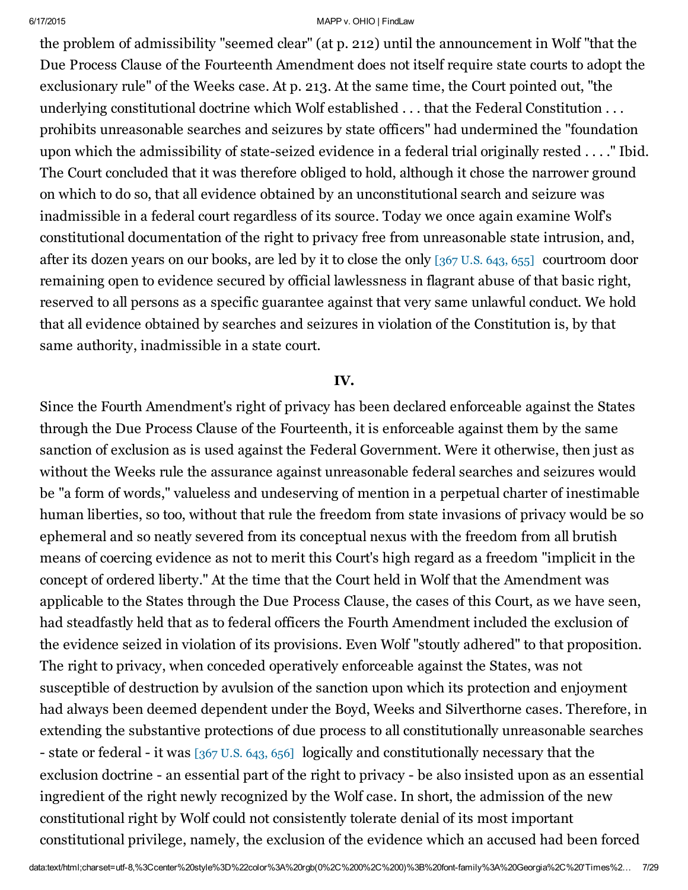the problem of admissibility "seemed clear" (at p. 212) until the announcement in Wolf "that the Due Process Clause of the Fourteenth Amendment does not itself require state courts to adopt the exclusionary rule" of the Weeks case. At p. 213. At the same time, the Court pointed out, "the underlying constitutional doctrine which Wolf established . . . that the Federal Constitution . . . prohibits unreasonable searches and seizures by state officers" had undermined the "foundation upon which the admissibility of state-seized evidence in a federal trial originally rested . . . ." Ibid. The Court concluded that it was therefore obliged to hold, although it chose the narrower ground on which to do so, that all evidence obtained by an unconstitutional search and seizure was inadmissible in a federal court regardless of its source. Today we once again examine Wolf's constitutional documentation of the right to privacy free from unreasonable state intrusion, and, after its dozen years on our books, are led by it to close the only [367 U.S. 643, 655] courtroom door remaining open to evidence secured by official lawlessness in flagrant abuse of that basic right, reserved to all persons as a specific guarantee against that very same unlawful conduct. We hold that all evidence obtained by searches and seizures in violation of the Constitution is, by that same authority, inadmissible in a state court.

## IV.

Since the Fourth Amendment's right of privacy has been declared enforceable against the States through the Due Process Clause of the Fourteenth, it is enforceable against them by the same sanction of exclusion as is used against the Federal Government. Were it otherwise, then just as without the Weeks rule the assurance against unreasonable federal searches and seizures would be "a form of words," valueless and undeserving of mention in a perpetual charter of inestimable human liberties, so too, without that rule the freedom from state invasions of privacy would be so ephemeral and so neatly severed from its conceptual nexus with the freedom from all brutish means of coercing evidence as not to merit this Court's high regard as a freedom "implicit in the concept of ordered liberty." At the time that the Court held in Wolf that the Amendment was applicable to the States through the Due Process Clause, the cases of this Court, as we have seen, had steadfastly held that as to federal officers the Fourth Amendment included the exclusion of the evidence seized in violation of its provisions. Even Wolf "stoutly adhered" to that proposition. The right to privacy, when conceded operatively enforceable against the States, was not susceptible of destruction by avulsion of the sanction upon which its protection and enjoyment had always been deemed dependent under the Boyd, Weeks and Silverthorne cases. Therefore, in extending the substantive protections of due process to all constitutionally unreasonable searches - state or federal - it was [367 U.S. 643, 656] logically and constitutionally necessary that the exclusion doctrine - an essential part of the right to privacy - be also insisted upon as an essential ingredient of the right newly recognized by the Wolf case. In short, the admission of the new constitutional right by Wolf could not consistently tolerate denial of its most important constitutional privilege, namely, the exclusion of the evidence which an accused had been forced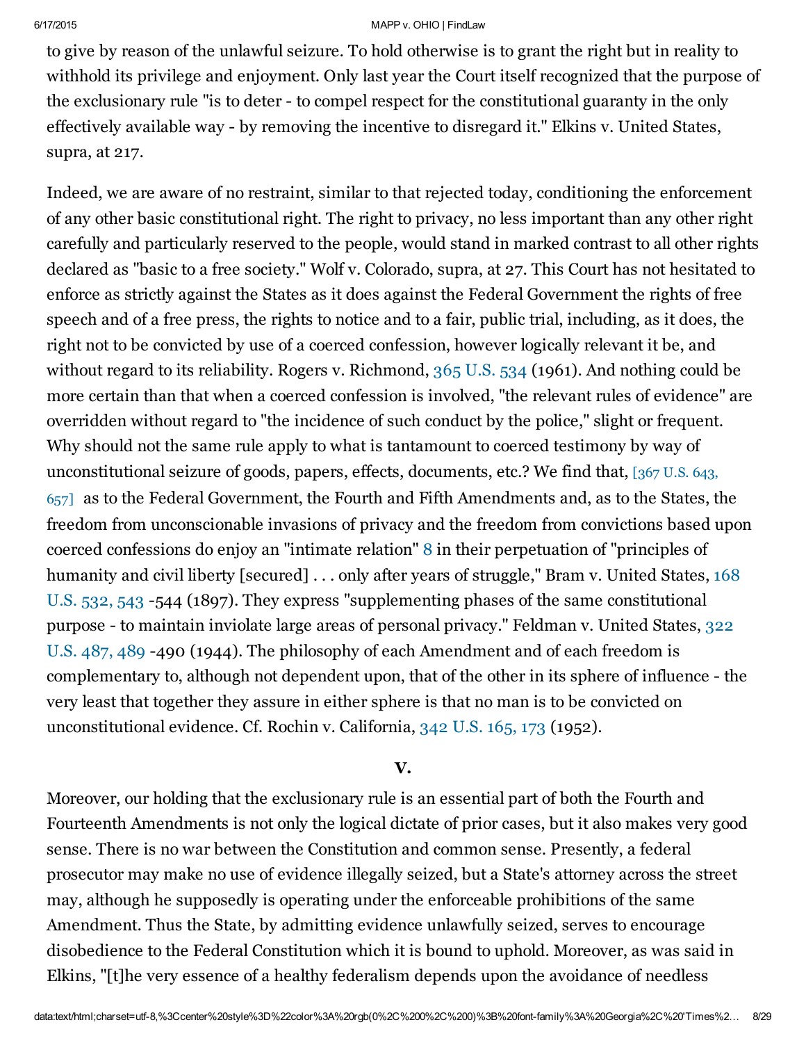to give by reason of the unlawful seizure. To hold otherwise is to grant the right but in reality to withhold its privilege and enjoyment. Only last year the Court itself recognized that the purpose of the exclusionary rule "is to deter - to compel respect for the constitutional guaranty in the only effectively available way - by removing the incentive to disregard it." Elkins v. United States, supra, at 217.

Indeed, we are aware of no restraint, similar to that rejected today, conditioning the enforcement of any other basic constitutional right. The right to privacy, no less important than any other right carefully and particularly reserved to the people, would stand in marked contrast to all other rights declared as "basic to a free society." Wolf v. Colorado, supra, at 27. This Court has not hesitated to enforce as strictly against the States as it does against the Federal Government the rights of free speech and of a free press, the rights to notice and to a fair, public trial, including, as it does, the right not to be convicted by use of a coerced confession, however logically relevant it be, and without regard to its reliability. Rogers v. Richmond, 365 U.S. 534 (1961). And nothing could be more certain than that when a coerced confession is involved, "the relevant rules of evidence" are overridden without regard to "the incidence of such conduct by the police," slight or frequent. Why should not the same rule apply to what is tantamount to coerced testimony by way of unconstitutional seizure of goods, papers, effects, documents, etc.? We find that, [367 U.S. 643, 657] as to the Federal Government, the Fourth and Fifth Amendments and, as to the States, the freedom from unconscionable invasions of privacy and the freedom from convictions based upon coerced confessions do enjoy an "intimate relation" [8] in their perpetuation of "principles of humanity and civil liberty [secured] . . . only after years of struggle," Bram v. United States, 168 U.S. 532, 543 -544 (1897). They express "supplementing phases of the same constitutional purpose - to maintain inviolate large areas of personal privacy." Feldman v. United States, 322 U.S. 487, 489 -490 (1944). The philosophy of each Amendment and of each freedom is complementary to, although not dependent upon, that of the other in its sphere of influence - the very least that together they assure in either sphere is that no man is to be convicted on unconstitutional evidence. Cf. Rochin v. California, 342 U.S. 165, 173 (1952).

## V.

Moreover, our holding that the exclusionary rule is an essential part of both the Fourth and Fourteenth Amendments is not only the logical dictate of prior cases, but it also makes very good sense. There is no war between the Constitution and common sense. Presently, a federal prosecutor may make no use of evidence illegally seized, but a State's attorney across the street may, although he supposedly is operating under the enforceable prohibitions of the same Amendment. Thus the State, by admitting evidence unlawfully seized, serves to encourage disobedience to the Federal Constitution which it is bound to uphold. Moreover, as was said in Elkins, "[t]he very essence of a healthy federalism depends upon the avoidance of needless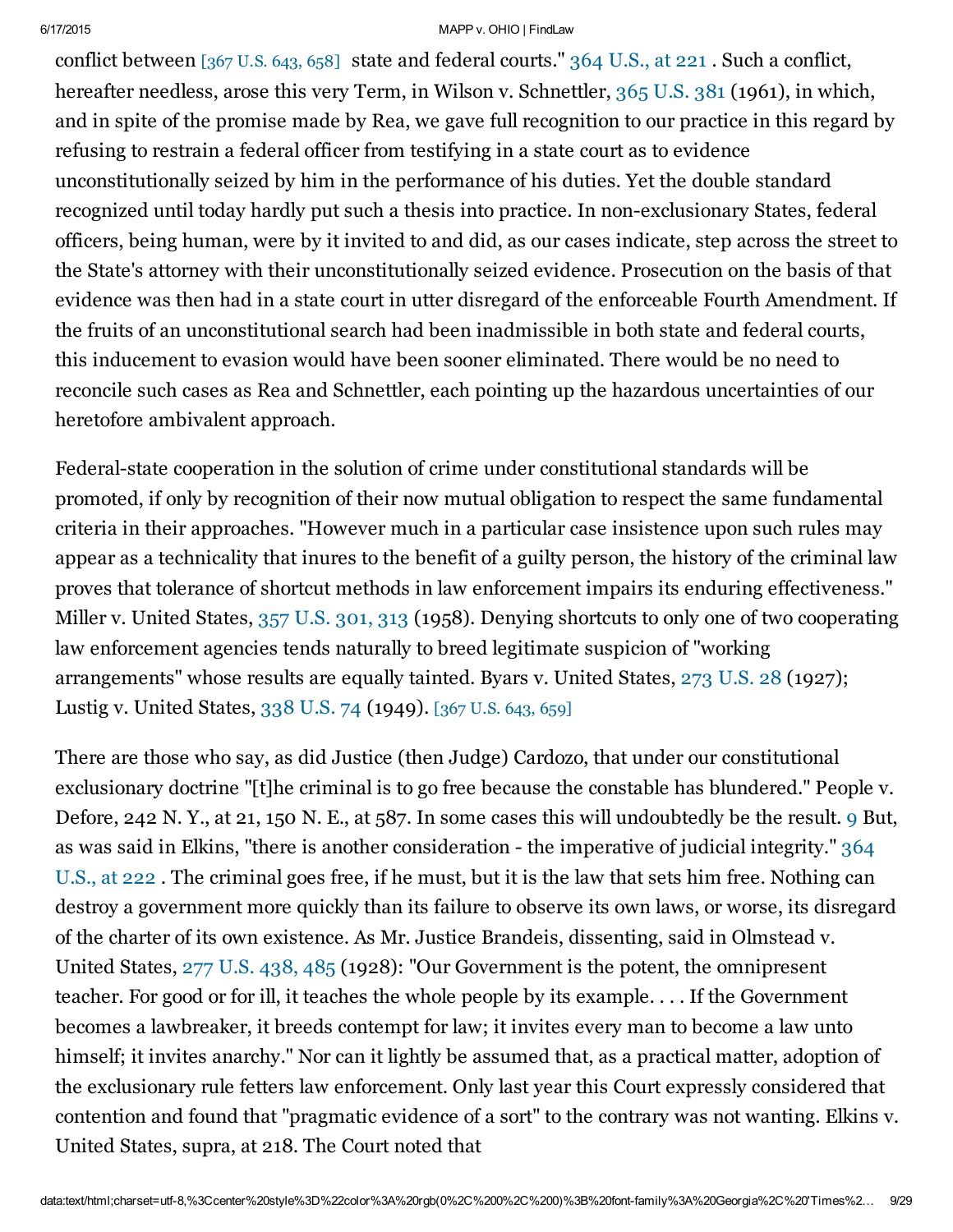conflict between [367 U.S. 643, 658] state and federal courts." 364 U.S., at 221 . Such a conflict, hereafter needless, arose this very Term, in Wilson v. Schnettler, 365 U.S. 381 (1961), in which, and in spite of the promise made by Rea, we gave full recognition to our practice in this regard by refusing to restrain a federal officer from testifying in a state court as to evidence unconstitutionally seized by him in the performance of his duties. Yet the double standard recognized until today hardly put such a thesis into practice. In non-exclusionary States, federal officers, being human, were by it invited to and did, as our cases indicate, step across the street to the State's attorney with their unconstitutionally seized evidence. Prosecution on the basis of that evidence was then had in a state court in utter disregard of the enforceable Fourth Amendment. If the fruits of an unconstitutional search had been inadmissible in both state and federal courts, this inducement to evasion would have been sooner eliminated. There would be no need to reconcile such cases as Rea and Schnettler, each pointing up the hazardous uncertainties of our heretofore ambivalent approach.

Federal-state cooperation in the solution of crime under constitutional standards will be promoted, if only by recognition of their now mutual obligation to respect the same fundamental criteria in their approaches. "However much in a particular case insistence upon such rules may appear as a technicality that inures to the benefit of a guilty person, the history of the criminal law proves that tolerance of shortcut methods in law enforcement impairs its enduring effectiveness." Miller v. United States, 357 U.S. 301, 313 (1958). Denying shortcuts to only one of two cooperating law enforcement agencies tends naturally to breed legitimate suspicion of "working arrangements" whose results are equally tainted. Byars v. United States, 273 U.S. 28 (1927); Lustig v. United States, 338 U.S. 74 (1949). [367 U.S. 643, 659]

There are those who say, as did Justice (then Judge) Cardozo, that under our constitutional exclusionary doctrine "[t]he criminal is to go free because the constable has blundered." People v. Defore, 242 N. Y., at 21, 150 N. E., at 587. In some cases this will undoubtedly be the result. 9 But, as was said in Elkins, "there is another consideration - the imperative of judicial integrity." 364 U.S., at 222 . The criminal goes free, if he must, but it is the law that sets him free. Nothing can destroy a government more quickly than its failure to observe its own laws, or worse, its disregard of the charter of its own existence. As Mr. Justice Brandeis, dissenting, said in Olmstead v. United States, 277 U.S. 438, 485 (1928): "Our Government is the potent, the omnipresent teacher. For good or for ill, it teaches the whole people by its example. . . . If the Government becomes a lawbreaker, it breeds contempt for law; it invites every man to become a law unto himself; it invites anarchy." Nor can it lightly be assumed that, as a practical matter, adoption of the exclusionary rule fetters law enforcement. Only last year this Court expressly considered that contention and found that "pragmatic evidence of a sort" to the contrary was not wanting. Elkins v. United States, supra, at 218. The Court noted that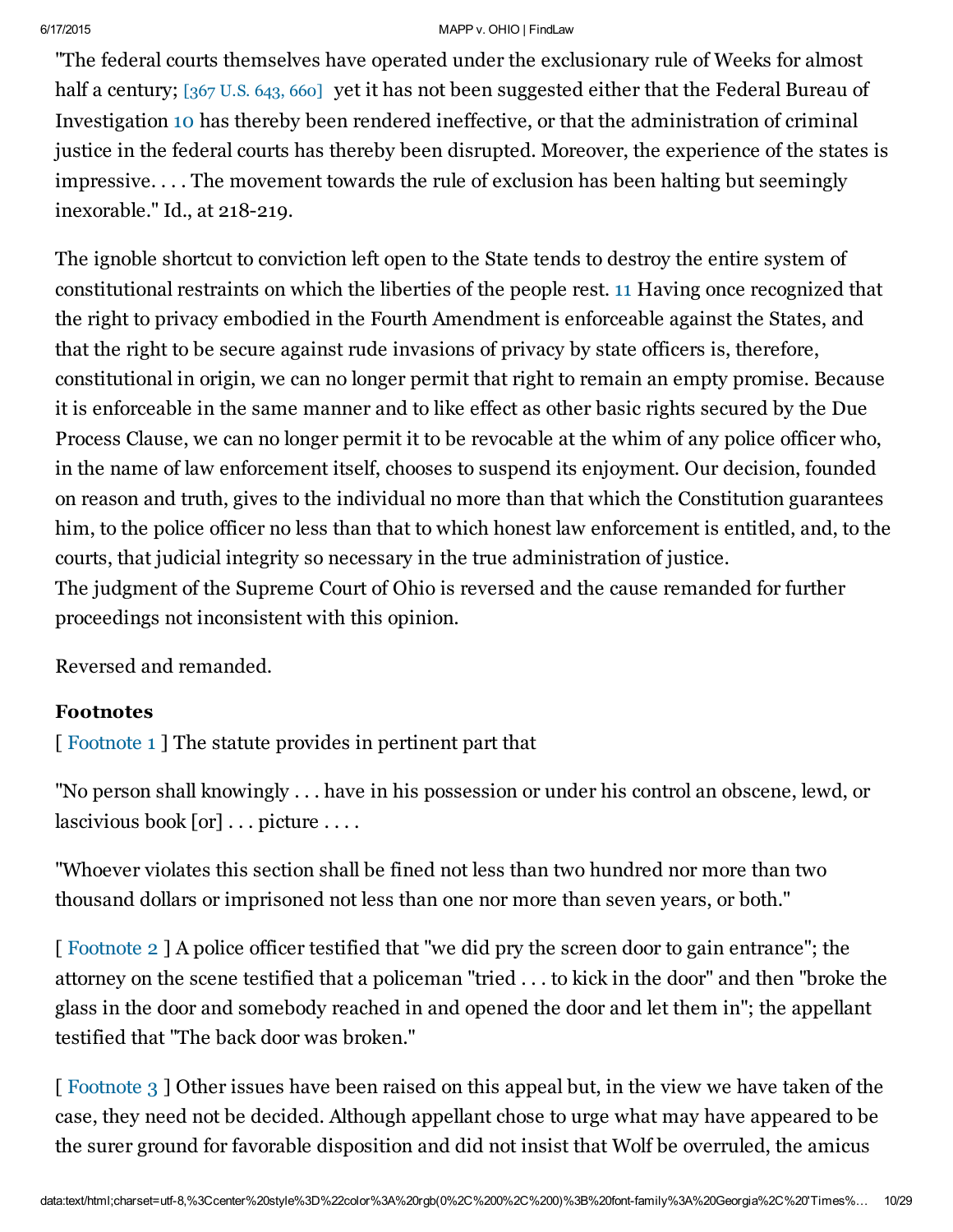"The federal courts themselves have operated under the exclusionary rule of Weeks for almost half a century; [367 U.S. 643, 660] yet it has not been suggested either that the Federal Bureau of Investigation 10 has thereby been rendered ineffective, or that the administration of criminal justice in the federal courts has thereby been disrupted. Moreover, the experience of the states is impressive. . . . The movement towards the rule of exclusion has been halting but seemingly inexorable." Id., at 218-219.

The ignoble shortcut to conviction left open to the State tends to destroy the entire system of constitutional restraints on which the liberties of the people rest. 11 Having once recognized that the right to privacy embodied in the Fourth Amendment is enforceable against the States, and that the right to be secure against rude invasions of privacy by state officers is, therefore, constitutional in origin, we can no longer permit that right to remain an empty promise. Because it is enforceable in the same manner and to like effect as other basic rights secured by the Due Process Clause, we can no longer permit it to be revocable at the whim of any police officer who, in the name of law enforcement itself, chooses to suspend its enjoyment. Our decision, founded on reason and truth, gives to the individual no more than that which the Constitution guarantees him, to the police officer no less than that to which honest law enforcement is entitled, and, to the courts, that judicial integrity so necessary in the true administration of justice.
The judgment of the Supreme Court of Ohio is reversed and the cause remanded for further proceedings not inconsistent with this opinion.

Reversed and remanded.

**Footnotes**

[ Footnote 1 ] The statute provides in pertinent part that

"No person shall knowingly . . . have in his possession or under his control an obscene, lewd, or lascivious book [or] . . . picture . . . .

"Whoever violates this section shall be fined not less than two hundred nor more than two thousand dollars or imprisoned not less than one nor more than seven years, or both."

[ Footnote 2 ] A police officer testified that "we did pry the screen door to gain entrance"; the attorney on the scene testified that a policeman "tried . . . to kick in the door" and then "broke the glass in the door and somebody reached in and opened the door and let them in"; the appellant testified that "The back door was broken."

[ Footnote 3 ] Other issues have been raised on this appeal but, in the view we have taken of the case, they need not be decided. Although appellant chose to urge what may have appeared to be the surer ground for favorable disposition and did not insist that Wolf be overruled, the amicus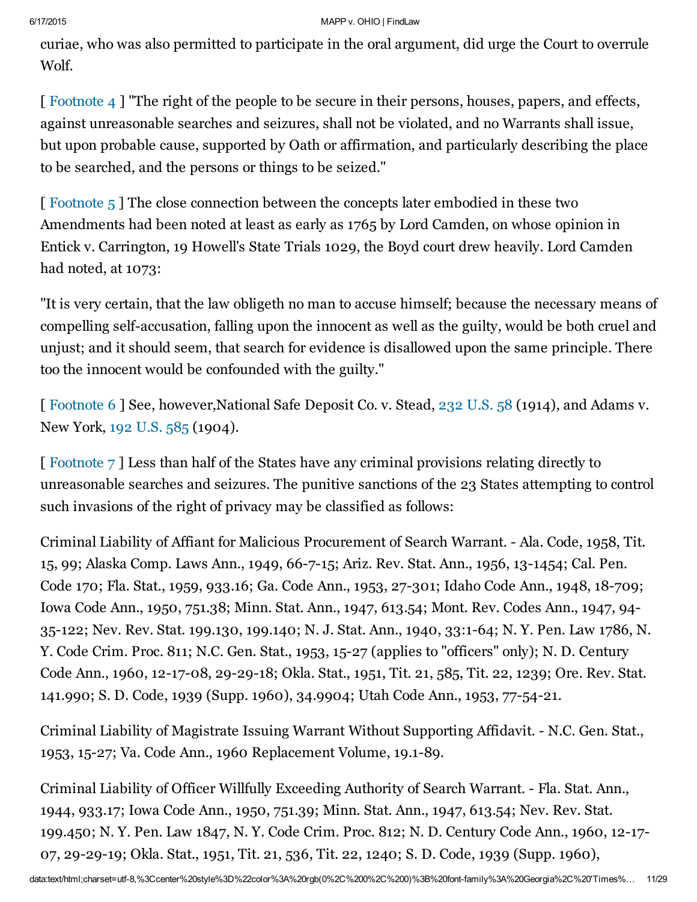curiae, who was also permitted to participate in the oral argument, did urge the Court to overrule Wolf.

[ Footnote 4 ] "The right of the people to be secure in their persons, houses, papers, and effects, against unreasonable searches and seizures, shall not be violated, and no Warrants shall issue, but upon probable cause, supported by Oath or affirmation, and particularly describing the place to be searched, and the persons or things to be seized."

[ Footnote 5 ] The close connection between the concepts later embodied in these two Amendments had been noted at least as early as 1765 by Lord Camden, on whose opinion in Entick v. Carrington, 19 Howell's State Trials 1029, the Boyd court drew heavily. Lord Camden had noted, at 1073:

"It is very certain, that the law obligeth no man to accuse himself; because the necessary means of compelling self-accusation, falling upon the innocent as well as the guilty, would be both cruel and unjust; and it should seem, that search for evidence is disallowed upon the same principle. There too the innocent would be confounded with the guilty."

[ Footnote 6 ] See, however,National Safe Deposit Co. v. Stead, 232 U.S. 58 (1914), and Adams v. New York, 192 U.S. 585 (1904).

[ Footnote 7 ] Less than half of the States have any criminal provisions relating directly to unreasonable searches and seizures. The punitive sanctions of the 23 States attempting to control such invasions of the right of privacy may be classified as follows:

Criminal Liability of Affiant for Malicious Procurement of Search Warrant. - Ala. Code, 1958, Tit. 15, 99; Alaska Comp. Laws Ann., 1949, 66-7-15; Ariz. Rev. Stat. Ann., 1956, 13-1454; Cal. Pen. Code 170; Fla. Stat., 1959, 933.16; Ga. Code Ann., 1953, 27-301; Idaho Code Ann., 1948, 18-709; Iowa Code Ann., 1950, 751.38; Minn. Stat. Ann., 1947, 613.54; Mont. Rev. Codes Ann., 1947, 94-35-122; Nev. Rev. Stat. 199.130, 199.140; N. J. Stat. Ann., 1940, 33:1-64; N. Y. Pen. Law 1786, N. Y. Code Crim. Proc. 811; N.C. Gen. Stat., 1953, 15-27 (applies to "officers" only); N. D. Century Code Ann., 1960, 12-17-08, 29-29-18; Okla. Stat., 1951, Tit. 21, 585, Tit. 22, 1239; Ore. Rev. Stat. 141.990; S. D. Code, 1939 (Supp. 1960), 34.9904; Utah Code Ann., 1953, 77-54-21.

Criminal Liability of Magistrate Issuing Warrant Without Supporting Affidavit. - N.C. Gen. Stat., 1953, 15-27; Va. Code Ann., 1960 Replacement Volume, 19.1-89.

Criminal Liability of Officer Willfully Exceeding Authority of Search Warrant. - Fla. Stat. Ann., 1944, 933.17; Iowa Code Ann., 1950, 751.39; Minn. Stat. Ann., 1947, 613.54; Nev. Rev. Stat. 199.450; N. Y. Pen. Law 1847, N. Y. Code Crim. Proc. 812; N. D. Century Code Ann., 1960, 12-17-07, 29-29-19; Okla. Stat., 1951, Tit. 21, 536, Tit. 22, 1240; S. D. Code, 1939 (Supp. 1960),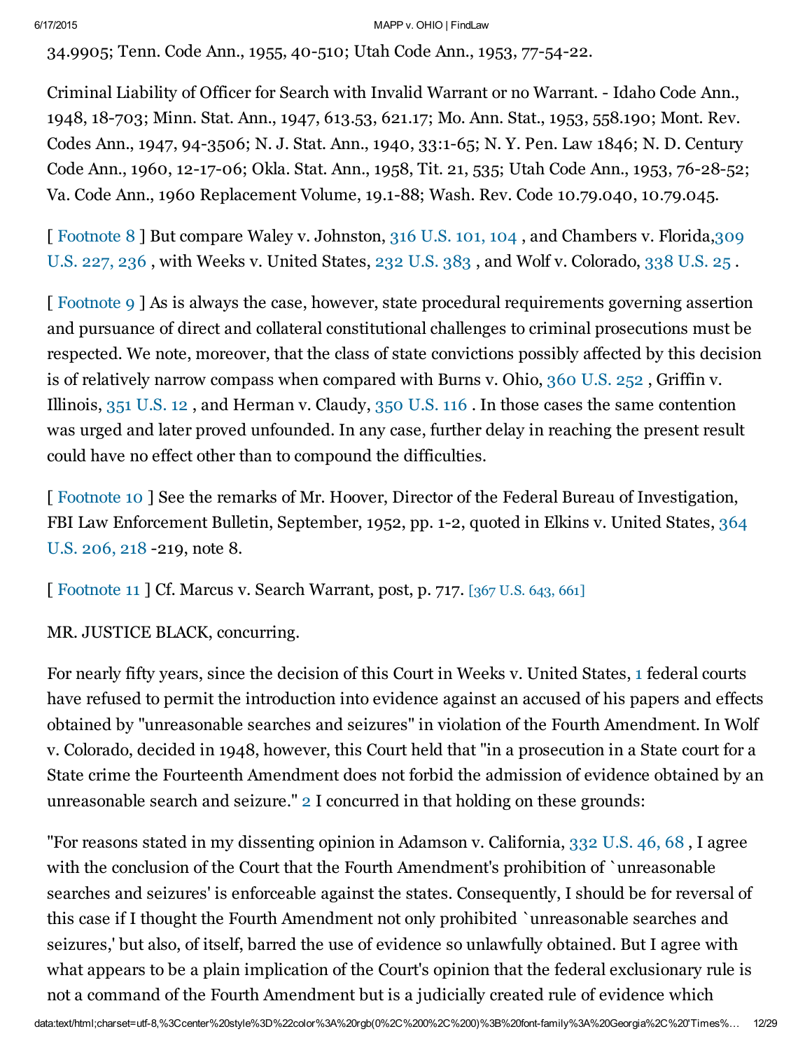34.9905; Tenn. Code Ann., 1955, 40-510; Utah Code Ann., 1953, 77-54-22.

Criminal Liability of Officer for Search with Invalid Warrant or no Warrant. - Idaho Code Ann., 1948, 18-703; Minn. Stat. Ann., 1947, 613.53, 621.17; Mo. Ann. Stat., 1953, 558.190; Mont. Rev. Codes Ann., 1947, 94-3506; N. J. Stat. Ann., 1940, 33:1-65; N. Y. Pen. Law 1846; N. D. Century Code Ann., 1960, 12-17-06; Okla. Stat. Ann., 1958, Tit. 21, 535; Utah Code Ann., 1953, 76-28-52; Va. Code Ann., 1960 Replacement Volume, 19.1-88; Wash. Rev. Code 10.79.040, 10.79.045.

[ Footnote 8 ] But compare Waley v. Johnston, 316 U.S. 101, 104 , and Chambers v. Florida,309 U.S. 227, 236 , with Weeks v. United States, 232 U.S. 383 , and Wolf v. Colorado, 338 U.S. 25 .

[ Footnote 9 ] As is always the case, however, state procedural requirements governing assertion and pursuance of direct and collateral constitutional challenges to criminal prosecutions must be respected. We note, moreover, that the class of state convictions possibly affected by this decision is of relatively narrow compass when compared with Burns v. Ohio, 360 U.S. 252 , Griffin v. Illinois, 351 U.S. 12 , and Herman v. Claudy, 350 U.S. 116 . In those cases the same contention was urged and later proved unfounded. In any case, further delay in reaching the present result could have no effect other than to compound the difficulties.

[ Footnote 10 ] See the remarks of Mr. Hoover, Director of the Federal Bureau of Investigation, FBI Law Enforcement Bulletin, September, 1952, pp. 1-2, quoted in Elkins v. United States, 364 U.S. 206, 218 -219, note 8.

[ Footnote 11 ] Cf. Marcus v. Search Warrant, post, p. 717. [367 U.S. 643, 661]

MR. JUSTICE BLACK, concurring.

For nearly fifty years, since the decision of this Court in Weeks v. United States, [1] federal courts have refused to permit the introduction into evidence against an accused of his papers and effects obtained by "unreasonable searches and seizures" in violation of the Fourth Amendment. In Wolf v. Colorado, decided in 1948, however, this Court held that "in a prosecution in a State court for a State crime the Fourteenth Amendment does not forbid the admission of evidence obtained by an unreasonable search and seizure." [2] I concurred in that holding on these grounds:

"For reasons stated in my dissenting opinion in Adamson v. California, 332 U.S. 46, 68 , I agree with the conclusion of the Court that the Fourth Amendment's prohibition of `unreasonable searches and seizures' is enforceable against the states. Consequently, I should be for reversal of this case if I thought the Fourth Amendment not only prohibited `unreasonable searches and seizures,' but also, of itself, barred the use of evidence so unlawfully obtained. But I agree with what appears to be a plain implication of the Court's opinion that the federal exclusionary rule is not a command of the Fourth Amendment but is a judicially created rule of evidence which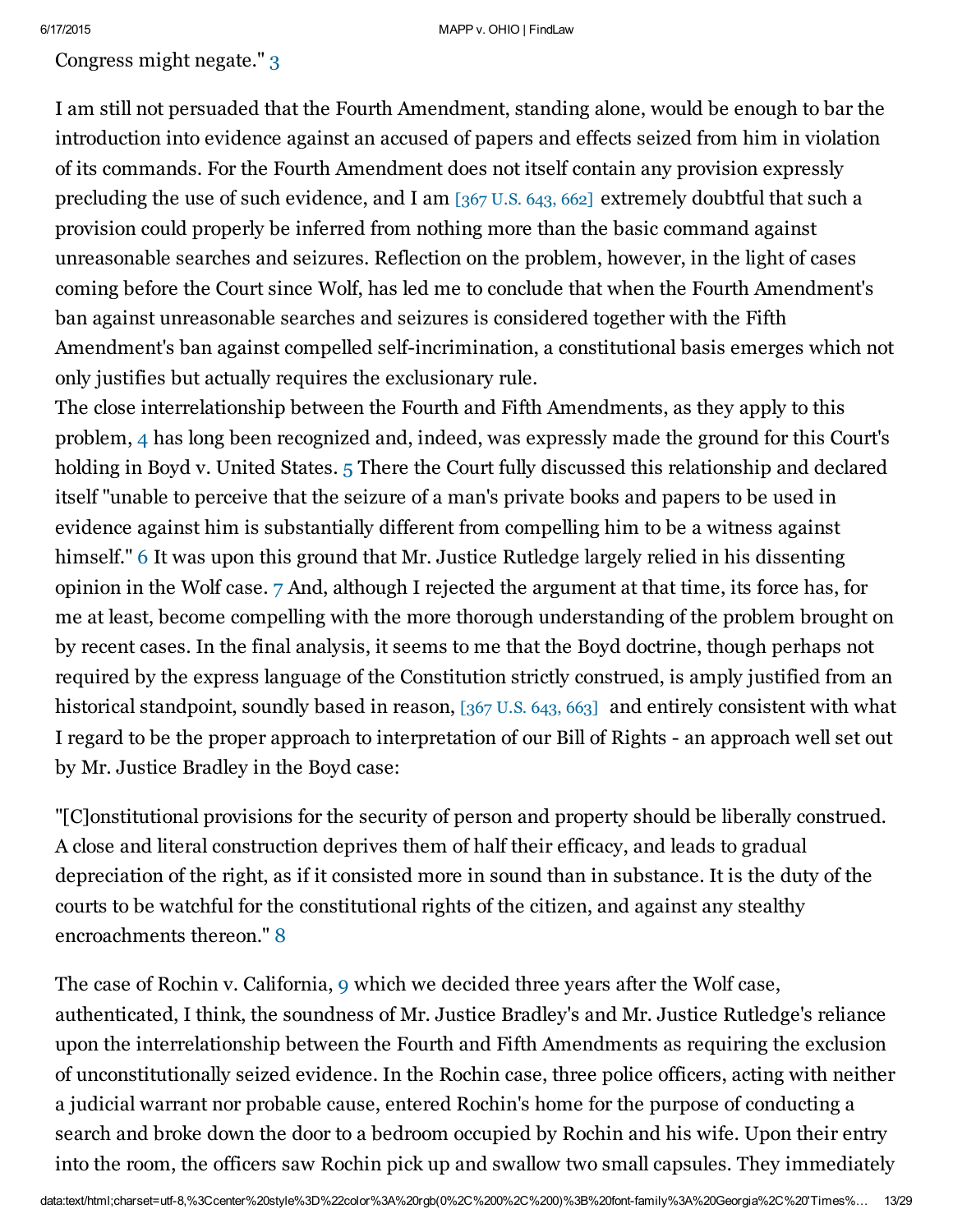Congress might negate." [3]

I am still not persuaded that the Fourth Amendment, standing alone, would be enough to bar the introduction into evidence against an accused of papers and effects seized from him in violation of its commands. For the Fourth Amendment does not itself contain any provision expressly precluding the use of such evidence, and I am [367 U.S. 643, 662] extremely doubtful that such a provision could properly be inferred from nothing more than the basic command against unreasonable searches and seizures. Reflection on the problem, however, in the light of cases coming before the Court since Wolf, has led me to conclude that when the Fourth Amendment's ban against unreasonable searches and seizures is considered together with the Fifth Amendment's ban against compelled self-incrimination, a constitutional basis emerges which not only justifies but actually requires the exclusionary rule.

The close interrelationship between the Fourth and Fifth Amendments, as they apply to this problem, [4] has long been recognized and, indeed, was expressly made the ground for this Court's holding in Boyd v. United States. [5] There the Court fully discussed this relationship and declared itself "unable to perceive that the seizure of a man's private books and papers to be used in evidence against him is substantially different from compelling him to be a witness against himself." [6] It was upon this ground that Mr. Justice Rutledge largely relied in his dissenting opinion in the Wolf case. [7] And, although I rejected the argument at that time, its force has, for me at least, become compelling with the more thorough understanding of the problem brought on by recent cases. In the final analysis, it seems to me that the Boyd doctrine, though perhaps not required by the express language of the Constitution strictly construed, is amply justified from an historical standpoint, soundly based in reason, [367 U.S. 643, 663] and entirely consistent with what I regard to be the proper approach to interpretation of our Bill of Rights - an approach well set out by Mr. Justice Bradley in the Boyd case:

"[C]onstitutional provisions for the security of person and property should be liberally construed. A close and literal construction deprives them of half their efficacy, and leads to gradual depreciation of the right, as if it consisted more in sound than in substance. It is the duty of the courts to be watchful for the constitutional rights of the citizen, and against any stealthy encroachments thereon." [8]

The case of Rochin v. California, [9] which we decided three years after the Wolf case, authenticated, I think, the soundness of Mr. Justice Bradley's and Mr. Justice Rutledge's reliance upon the interrelationship between the Fourth and Fifth Amendments as requiring the exclusion of unconstitutionally seized evidence. In the Rochin case, three police officers, acting with neither a judicial warrant nor probable cause, entered Rochin's home for the purpose of conducting a search and broke down the door to a bedroom occupied by Rochin and his wife. Upon their entry into the room, the officers saw Rochin pick up and swallow two small capsules. They immediately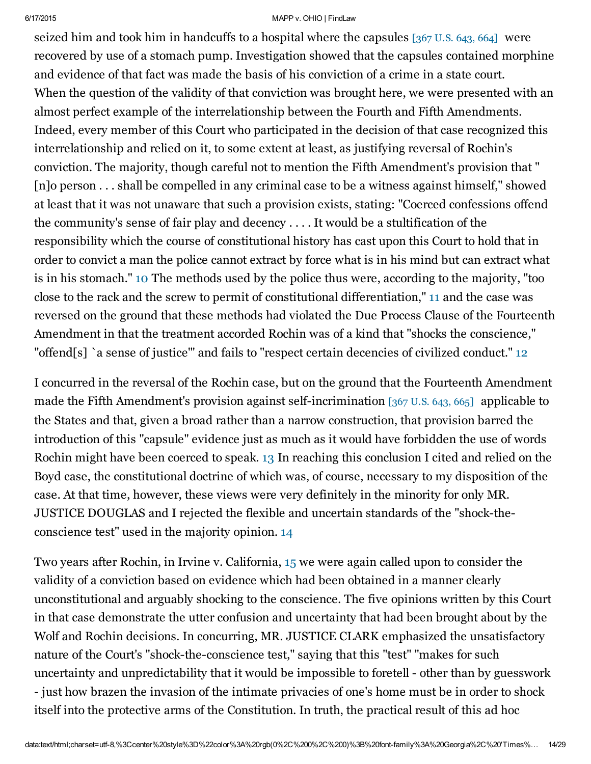seized him and took him in handcuffs to a hospital where the capsules [367 U.S. 643, 664] were recovered by use of a stomach pump. Investigation showed that the capsules contained morphine and evidence of that fact was made the basis of his conviction of a crime in a state court. When the question of the validity of that conviction was brought here, we were presented with an almost perfect example of the interrelationship between the Fourth and Fifth Amendments. Indeed, every member of this Court who participated in the decision of that case recognized this interrelationship and relied on it, to some extent at least, as justifying reversal of Rochin's conviction. The majority, though careful not to mention the Fifth Amendment's provision that " [n]o person . . . shall be compelled in any criminal case to be a witness against himself," showed at least that it was not unaware that such a provision exists, stating: "Coerced confessions offend the community's sense of fair play and decency . . . . It would be a stultification of the responsibility which the course of constitutional history has cast upon this Court to hold that in order to convict a man the police cannot extract by force what is in his mind but can extract what is in his stomach." 10 The methods used by the police thus were, according to the majority, "too close to the rack and the screw to permit of constitutional differentiation," 11 and the case was reversed on the ground that these methods had violated the Due Process Clause of the Fourteenth Amendment in that the treatment accorded Rochin was of a kind that "shocks the conscience," "offend[s] `a sense of justice'" and fails to "respect certain decencies of civilized conduct." 12

I concurred in the reversal of the Rochin case, but on the ground that the Fourteenth Amendment made the Fifth Amendment's provision against self-incrimination [367 U.S. 643, 665] applicable to the States and that, given a broad rather than a narrow construction, that provision barred the introduction of this "capsule" evidence just as much as it would have forbidden the use of words Rochin might have been coerced to speak. 13 In reaching this conclusion I cited and relied on the Boyd case, the constitutional doctrine of which was, of course, necessary to my disposition of the case. At that time, however, these views were very definitely in the minority for only MR. JUSTICE DOUGLAS and I rejected the flexible and uncertain standards of the "shock-the-conscience test" used in the majority opinion. 14

Two years after Rochin, in Irvine v. California, 15 we were again called upon to consider the validity of a conviction based on evidence which had been obtained in a manner clearly unconstitutional and arguably shocking to the conscience. The five opinions written by this Court in that case demonstrate the utter confusion and uncertainty that had been brought about by the Wolf and Rochin decisions. In concurring, MR. JUSTICE CLARK emphasized the unsatisfactory nature of the Court's "shock-the-conscience test," saying that this "test" "makes for such uncertainty and unpredictability that it would be impossible to foretell - other than by guesswork - just how brazen the invasion of the intimate privacies of one's home must be in order to shock itself into the protective arms of the Constitution. In truth, the practical result of this ad hoc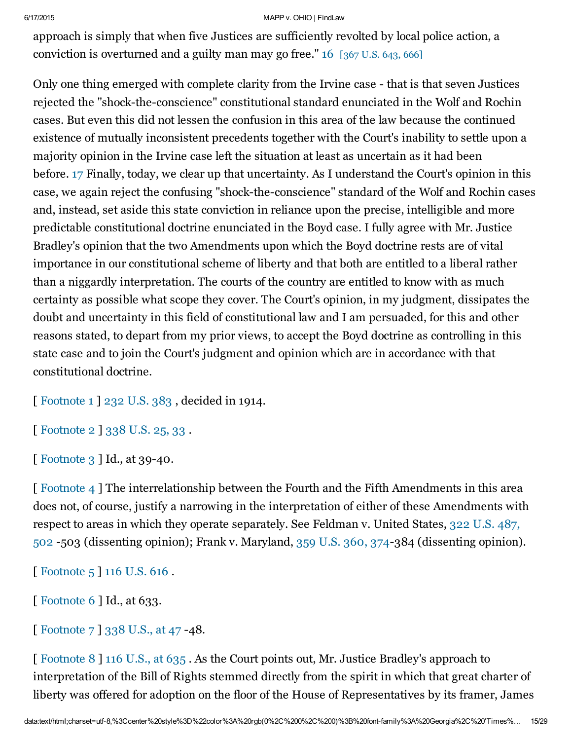approach is simply that when five Justices are sufficiently revolted by local police action, a conviction is overturned and a guilty man may go free." 16 [367 U.S. 643, 666]

Only one thing emerged with complete clarity from the Irvine case - that is that seven Justices rejected the "shock-the-conscience" constitutional standard enunciated in the Wolf and Rochin cases. But even this did not lessen the confusion in this area of the law because the continued existence of mutually inconsistent precedents together with the Court's inability to settle upon a majority opinion in the Irvine case left the situation at least as uncertain as it had been before. 17 Finally, today, we clear up that uncertainty. As I understand the Court's opinion in this case, we again reject the confusing "shock-the-conscience" standard of the Wolf and Rochin cases and, instead, set aside this state conviction in reliance upon the precise, intelligible and more predictable constitutional doctrine enunciated in the Boyd case. I fully agree with Mr. Justice Bradley's opinion that the two Amendments upon which the Boyd doctrine rests are of vital importance in our constitutional scheme of liberty and that both are entitled to a liberal rather than a niggardly interpretation. The courts of the country are entitled to know with as much certainty as possible what scope they cover. The Court's opinion, in my judgment, dissipates the doubt and uncertainty in this field of constitutional law and I am persuaded, for this and other reasons stated, to depart from my prior views, to accept the Boyd doctrine as controlling in this state case and to join the Court's judgment and opinion which are in accordance with that constitutional doctrine.

[ Footnote 1 ] 232 U.S. 383 , decided in 1914.

[ Footnote 2 ] 338 U.S. 25, 33 .

[ Footnote 3 ] Id., at 39-40.

[ Footnote 4 ] The interrelationship between the Fourth and the Fifth Amendments in this area does not, of course, justify a narrowing in the interpretation of either of these Amendments with respect to areas in which they operate separately. See Feldman v. United States, 322 U.S. 487, 502 -503 (dissenting opinion); Frank v. Maryland, 359 U.S. 360, 374-384 (dissenting opinion).

[ Footnote 5 ] 116 U.S. 616 .

[ Footnote 6 ] Id., at 633.

[ Footnote 7 ] 338 U.S., at 47 -48.

[ Footnote 8 ] 116 U.S., at 635 . As the Court points out, Mr. Justice Bradley's approach to interpretation of the Bill of Rights stemmed directly from the spirit in which that great charter of liberty was offered for adoption on the floor of the House of Representatives by its framer, James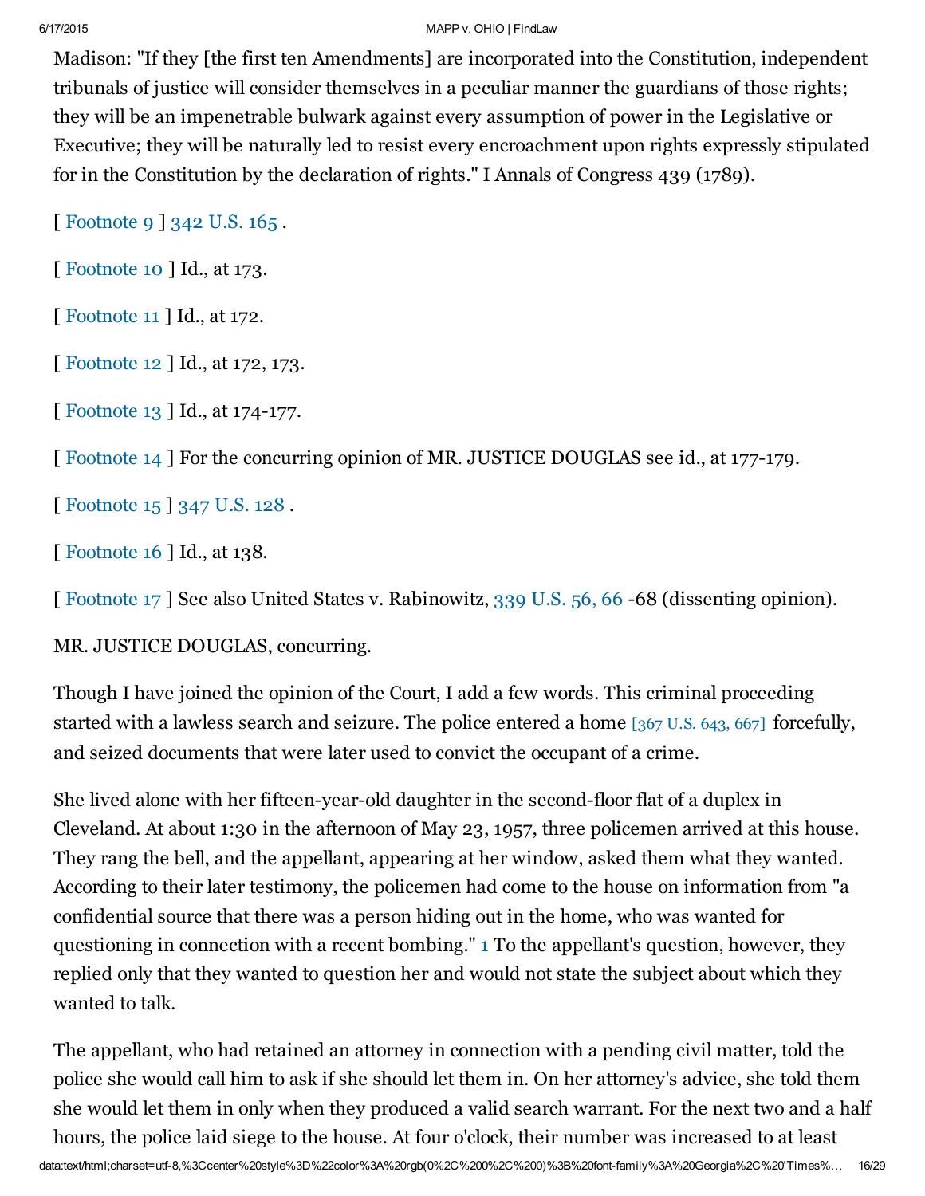Madison: "If they [the first ten Amendments] are incorporated into the Constitution, independent tribunals of justice will consider themselves in a peculiar manner the guardians of those rights; they will be an impenetrable bulwark against every assumption of power in the Legislative or Executive; they will be naturally led to resist every encroachment upon rights expressly stipulated for in the Constitution by the declaration of rights." I Annals of Congress 439 (1789).

[ Footnote 9 ] 342 U.S. 165 .

[ Footnote 10 ] Id., at 173.

[ Footnote 11 ] Id., at 172.

[ Footnote 12 ] Id., at 172, 173.

[ Footnote 13 ] Id., at 174-177.

[ Footnote 14 ] For the concurring opinion of MR. JUSTICE DOUGLAS see id., at 177-179.

[ Footnote 15 ] 347 U.S. 128 .

[ Footnote 16 ] Id., at 138.

[ Footnote 17 ] See also United States v. Rabinowitz, 339 U.S. 56, 66 -68 (dissenting opinion).

MR. JUSTICE DOUGLAS, concurring.

Though I have joined the opinion of the Court, I add a few words. This criminal proceeding started with a lawless search and seizure. The police entered a home [367 U.S. 643, 667] forcefully, and seized documents that were later used to convict the occupant of a crime.

She lived alone with her fifteen-year-old daughter in the second-floor flat of a duplex in Cleveland. At about 1:30 in the afternoon of May 23, 1957, three policemen arrived at this house. They rang the bell, and the appellant, appearing at her window, asked them what they wanted. According to their later testimony, the policemen had come to the house on information from "a confidential source that there was a person hiding out in the home, who was wanted for questioning in connection with a recent bombing." [1] To the appellant's question, however, they replied only that they wanted to question her and would not state the subject about which they wanted to talk.

The appellant, who had retained an attorney in connection with a pending civil matter, told the police she would call him to ask if she should let them in. On her attorney's advice, she told them she would let them in only when they produced a valid search warrant. For the next two and a half hours, the police laid siege to the house. At four o'clock, their number was increased to at least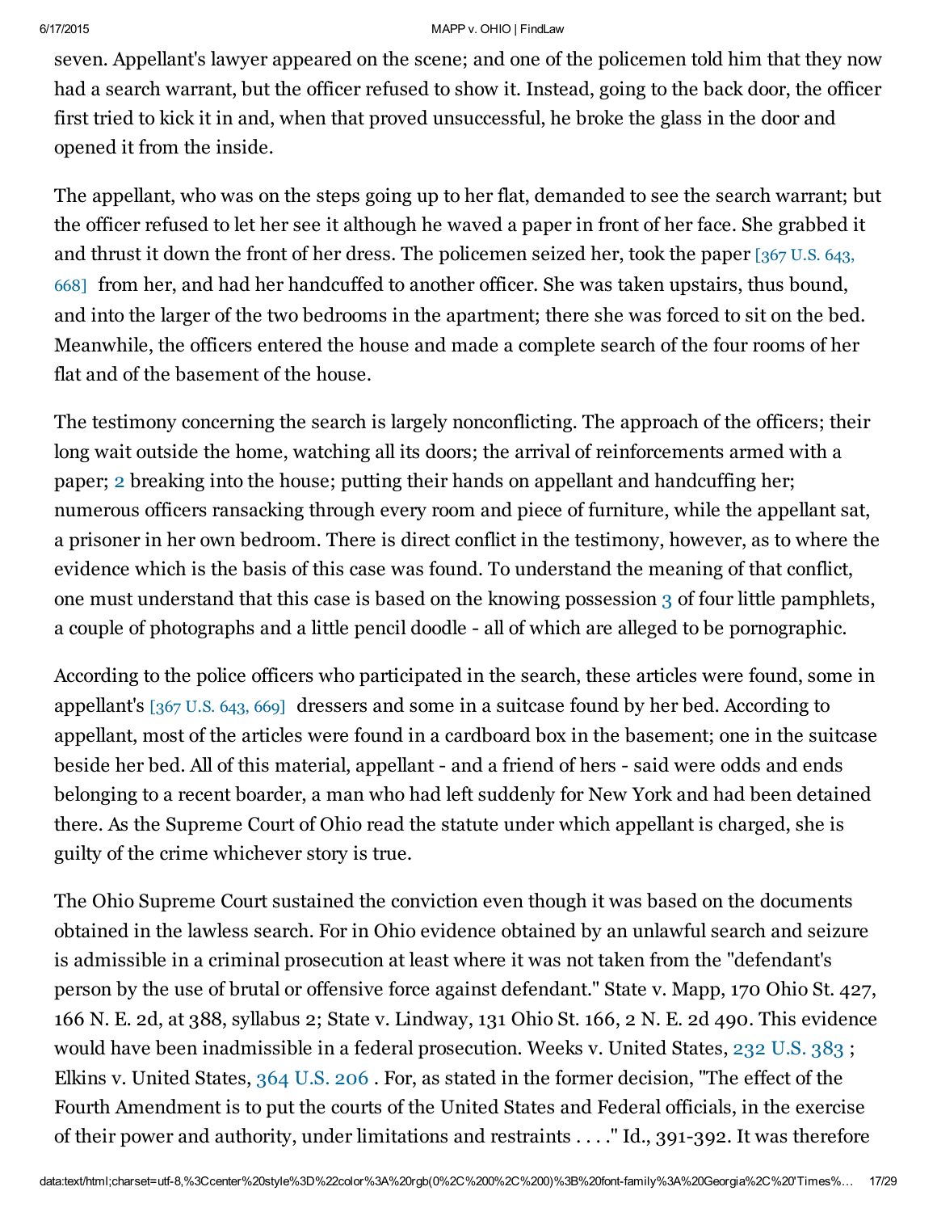seven. Appellant's lawyer appeared on the scene; and one of the policemen told him that they now had a search warrant, but the officer refused to show it. Instead, going to the back door, the officer first tried to kick it in and, when that proved unsuccessful, he broke the glass in the door and opened it from the inside.

The appellant, who was on the steps going up to her flat, demanded to see the search warrant; but the officer refused to let her see it although he waved a paper in front of her face. She grabbed it and thrust it down the front of her dress. The policemen seized her, took the paper [367 U.S. 643, 668] from her, and had her handcuffed to another officer. She was taken upstairs, thus bound, and into the larger of the two bedrooms in the apartment; there she was forced to sit on the bed. Meanwhile, the officers entered the house and made a complete search of the four rooms of her flat and of the basement of the house.

The testimony concerning the search is largely nonconflicting. The approach of the officers; their long wait outside the home, watching all its doors; the arrival of reinforcements armed with a paper; 2 breaking into the house; putting their hands on appellant and handcuffing her; numerous officers ransacking through every room and piece of furniture, while the appellant sat, a prisoner in her own bedroom. There is direct conflict in the testimony, however, as to where the evidence which is the basis of this case was found. To understand the meaning of that conflict, one must understand that this case is based on the knowing possession 3 of four little pamphlets, a couple of photographs and a little pencil doodle - all of which are alleged to be pornographic.

According to the police officers who participated in the search, these articles were found, some in appellant's [367 U.S. 643, 669] dressers and some in a suitcase found by her bed. According to appellant, most of the articles were found in a cardboard box in the basement; one in the suitcase beside her bed. All of this material, appellant - and a friend of hers - said were odds and ends belonging to a recent boarder, a man who had left suddenly for New York and had been detained there. As the Supreme Court of Ohio read the statute under which appellant is charged, she is guilty of the crime whichever story is true.

The Ohio Supreme Court sustained the conviction even though it was based on the documents obtained in the lawless search. For in Ohio evidence obtained by an unlawful search and seizure is admissible in a criminal prosecution at least where it was not taken from the "defendant's person by the use of brutal or offensive force against defendant." State v. Mapp, 170 Ohio St. 427, 166 N. E. 2d, at 388, syllabus 2; State v. Lindway, 131 Ohio St. 166, 2 N. E. 2d 490. This evidence would have been inadmissible in a federal prosecution. Weeks v. United States, 232 U.S. 383 ; Elkins v. United States, 364 U.S. 206 . For, as stated in the former decision, "The effect of the Fourth Amendment is to put the courts of the United States and Federal officials, in the exercise of their power and authority, under limitations and restraints . . . ." Id., 391-392. It was therefore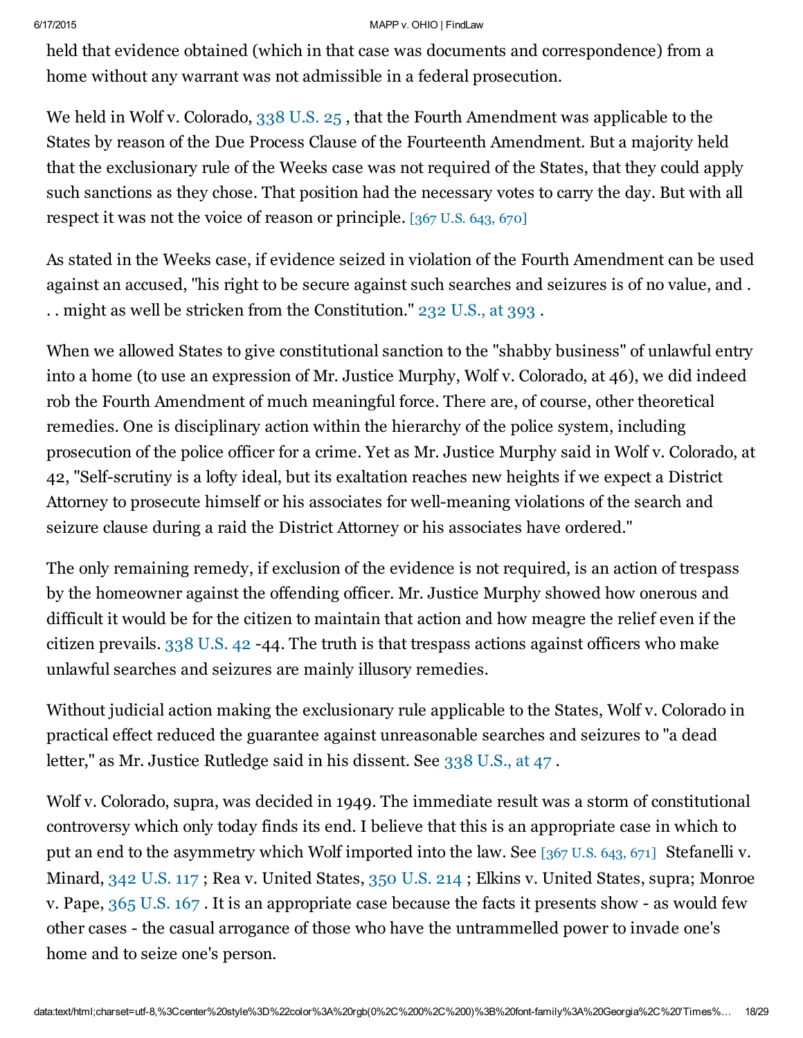held that evidence obtained (which in that case was documents and correspondence) from a home without any warrant was not admissible in a federal prosecution.

We held in Wolf v. Colorado, 338 U.S. 25 , that the Fourth Amendment was applicable to the States by reason of the Due Process Clause of the Fourteenth Amendment. But a majority held that the exclusionary rule of the Weeks case was not required of the States, that they could apply such sanctions as they chose. That position had the necessary votes to carry the day. But with all respect it was not the voice of reason or principle. [367 U.S. 643, 670]

As stated in the Weeks case, if evidence seized in violation of the Fourth Amendment can be used against an accused, "his right to be secure against such searches and seizures is of no value, and . . . might as well be stricken from the Constitution." 232 U.S., at 393 .

When we allowed States to give constitutional sanction to the "shabby business" of unlawful entry into a home (to use an expression of Mr. Justice Murphy, Wolf v. Colorado, at 46), we did indeed rob the Fourth Amendment of much meaningful force. There are, of course, other theoretical remedies. One is disciplinary action within the hierarchy of the police system, including prosecution of the police officer for a crime. Yet as Mr. Justice Murphy said in Wolf v. Colorado, at 42, "Self-scrutiny is a lofty ideal, but its exaltation reaches new heights if we expect a District Attorney to prosecute himself or his associates for well-meaning violations of the search and seizure clause during a raid the District Attorney or his associates have ordered."

The only remaining remedy, if exclusion of the evidence is not required, is an action of trespass by the homeowner against the offending officer. Mr. Justice Murphy showed how onerous and difficult it would be for the citizen to maintain that action and how meagre the relief even if the citizen prevails. 338 U.S. 42 -44. The truth is that trespass actions against officers who make unlawful searches and seizures are mainly illusory remedies.

Without judicial action making the exclusionary rule applicable to the States, Wolf v. Colorado in practical effect reduced the guarantee against unreasonable searches and seizures to "a dead letter," as Mr. Justice Rutledge said in his dissent. See 338 U.S., at 47 .

Wolf v. Colorado, supra, was decided in 1949. The immediate result was a storm of constitutional controversy which only today finds its end. I believe that this is an appropriate case in which to put an end to the asymmetry which Wolf imported into the law. See [367 U.S. 643, 671] Stefanelli v. Minard, 342 U.S. 117 ; Rea v. United States, 350 U.S. 214 ; Elkins v. United States, supra; Monroe v. Pape, 365 U.S. 167 . It is an appropriate case because the facts it presents show - as would few other cases - the casual arrogance of those who have the untrammelled power to invade one's home and to seize one's person.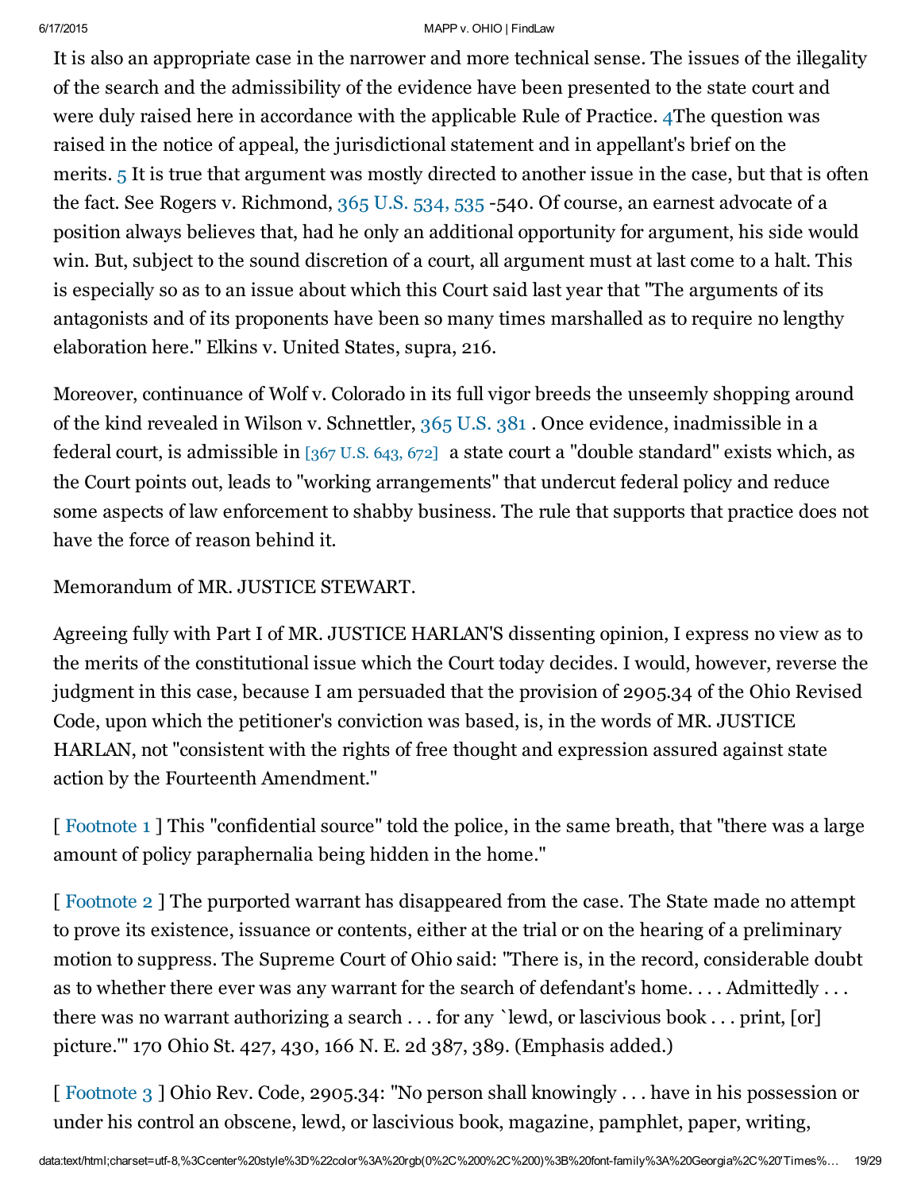It is also an appropriate case in the narrower and more technical sense. The issues of the illegality of the search and the admissibility of the evidence have been presented to the state court and were duly raised here in accordance with the applicable Rule of Practice. 4The question was raised in the notice of appeal, the jurisdictional statement and in appellant's brief on the merits. 5 It is true that argument was mostly directed to another issue in the case, but that is often the fact. See Rogers v. Richmond, 365 U.S. 534, 535 -540. Of course, an earnest advocate of a position always believes that, had he only an additional opportunity for argument, his side would win. But, subject to the sound discretion of a court, all argument must at last come to a halt. This is especially so as to an issue about which this Court said last year that "The arguments of its antagonists and of its proponents have been so many times marshalled as to require no lengthy elaboration here." Elkins v. United States, supra, 216.

Moreover, continuance of Wolf v. Colorado in its full vigor breeds the unseemly shopping around of the kind revealed in Wilson v. Schnettler, 365 U.S. 381 . Once evidence, inadmissible in a federal court, is admissible in [367 U.S. 643, 672] a state court a "double standard" exists which, as the Court points out, leads to "working arrangements" that undercut federal policy and reduce some aspects of law enforcement to shabby business. The rule that supports that practice does not have the force of reason behind it.

Memorandum of MR. JUSTICE STEWART.

Agreeing fully with Part I of MR. JUSTICE HARLAN'S dissenting opinion, I express no view as to the merits of the constitutional issue which the Court today decides. I would, however, reverse the judgment in this case, because I am persuaded that the provision of 2905.34 of the Ohio Revised Code, upon which the petitioner's conviction was based, is, in the words of MR. JUSTICE HARLAN, not "consistent with the rights of free thought and expression assured against state action by the Fourteenth Amendment."

[ Footnote 1 ] This "confidential source" told the police, in the same breath, that "there was a large amount of policy paraphernalia being hidden in the home."

[ Footnote 2 ] The purported warrant has disappeared from the case. The State made no attempt to prove its existence, issuance or contents, either at the trial or on the hearing of a preliminary motion to suppress. The Supreme Court of Ohio said: "There is, in the record, considerable doubt as to whether there ever was any warrant for the search of defendant's home. . . . Admittedly . . . there was no warrant authorizing a search . . . for any `lewd, or lascivious book . . . print, [or] picture.'" 170 Ohio St. 427, 430, 166 N. E. 2d 387, 389. (Emphasis added.)

[ Footnote 3 ] Ohio Rev. Code, 2905.34: "No person shall knowingly . . . have in his possession or under his control an obscene, lewd, or lascivious book, magazine, pamphlet, paper, writing,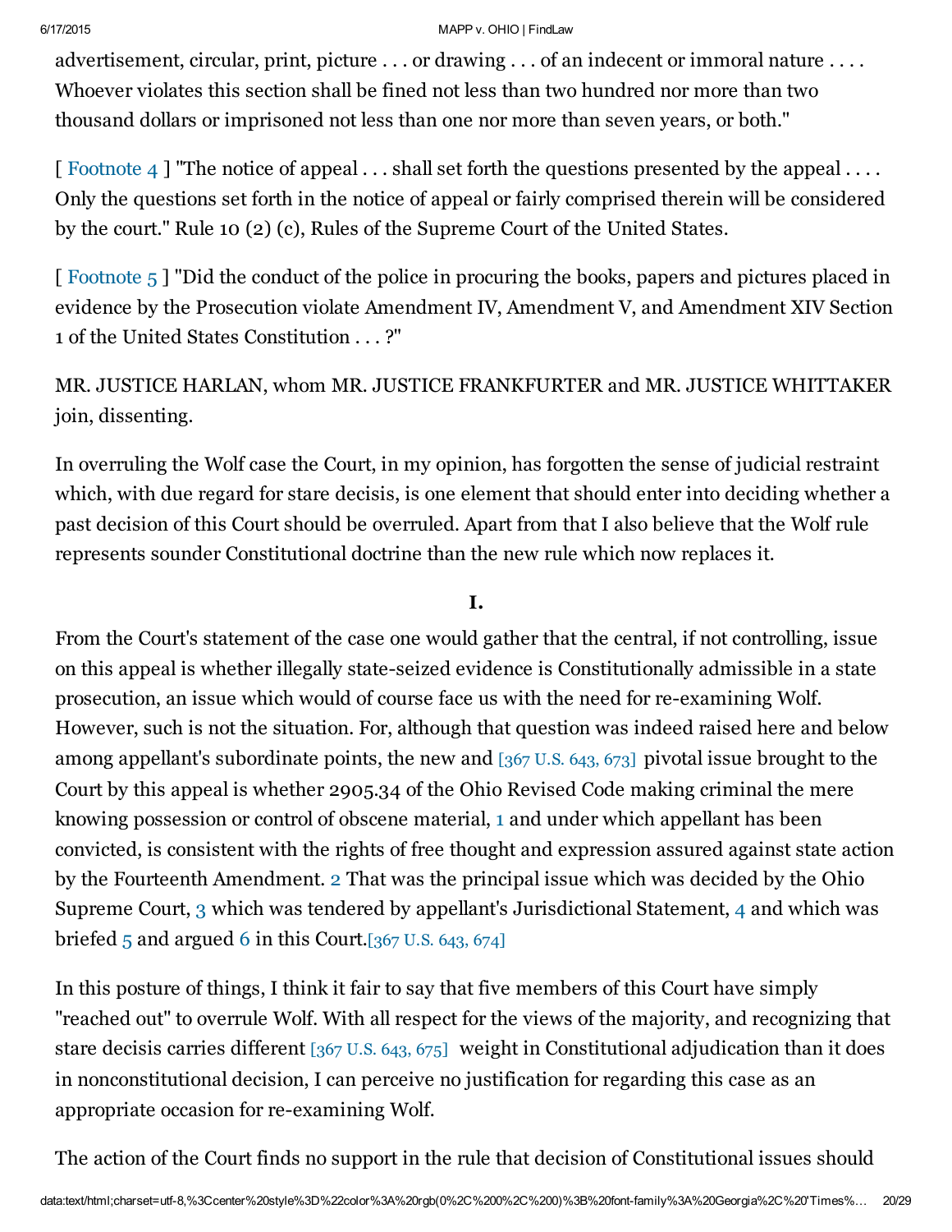advertisement, circular, print, picture . . . or drawing . . . of an indecent or immoral nature . . . . Whoever violates this section shall be fined not less than two hundred nor more than two thousand dollars or imprisoned not less than one nor more than seven years, or both."

[ Footnote 4 ] "The notice of appeal . . . shall set forth the questions presented by the appeal . . . . Only the questions set forth in the notice of appeal or fairly comprised therein will be considered by the court." Rule 10 (2) (c), Rules of the Supreme Court of the United States.

[ Footnote 5 ] "Did the conduct of the police in procuring the books, papers and pictures placed in evidence by the Prosecution violate Amendment IV, Amendment V, and Amendment XIV Section 1 of the United States Constitution . . . ?"

MR. JUSTICE HARLAN, whom MR. JUSTICE FRANKFURTER and MR. JUSTICE WHITTAKER join, dissenting.

In overruling the Wolf case the Court, in my opinion, has forgotten the sense of judicial restraint which, with due regard for stare decisis, is one element that should enter into deciding whether a past decision of this Court should be overruled. Apart from that I also believe that the Wolf rule represents sounder Constitutional doctrine than the new rule which now replaces it.

**I.**

From the Court's statement of the case one would gather that the central, if not controlling, issue on this appeal is whether illegally state-seized evidence is Constitutionally admissible in a state prosecution, an issue which would of course face us with the need for re-examining Wolf. However, such is not the situation. For, although that question was indeed raised here and below among appellant's subordinate points, the new and [367 U.S. 643, 673] pivotal issue brought to the Court by this appeal is whether 2905.34 of the Ohio Revised Code making criminal the mere knowing possession or control of obscene material, 1 and under which appellant has been convicted, is consistent with the rights of free thought and expression assured against state action by the Fourteenth Amendment. 2 That was the principal issue which was decided by the Ohio Supreme Court, 3 which was tendered by appellant's Jurisdictional Statement, 4 and which was briefed 5 and argued 6 in this Court.[367 U.S. 643, 674]

In this posture of things, I think it fair to say that five members of this Court have simply "reached out" to overrule Wolf. With all respect for the views of the majority, and recognizing that stare decisis carries different [367 U.S. 643, 675] weight in Constitutional adjudication than it does in nonconstitutional decision, I can perceive no justification for regarding this case as an appropriate occasion for re-examining Wolf.

The action of the Court finds no support in the rule that decision of Constitutional issues should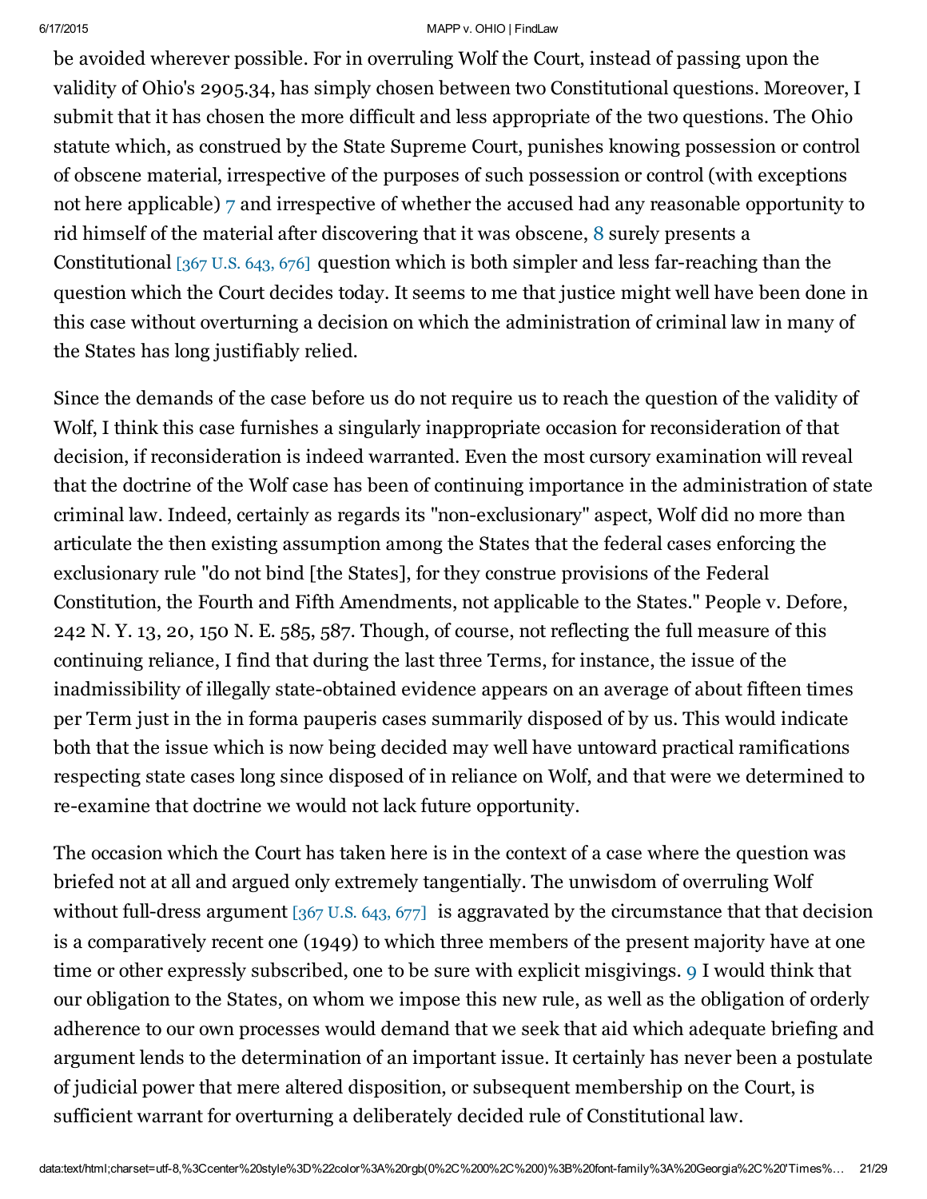be avoided wherever possible. For in overruling Wolf the Court, instead of passing upon the validity of Ohio's 2905.34, has simply chosen between two Constitutional questions. Moreover, I submit that it has chosen the more difficult and less appropriate of the two questions. The Ohio statute which, as construed by the State Supreme Court, punishes knowing possession or control of obscene material, irrespective of the purposes of such possession or control (with exceptions not here applicable) 7 and irrespective of whether the accused had any reasonable opportunity to rid himself of the material after discovering that it was obscene, 8 surely presents a Constitutional [367 U.S. 643, 676] question which is both simpler and less far-reaching than the question which the Court decides today. It seems to me that justice might well have been done in this case without overturning a decision on which the administration of criminal law in many of the States has long justifiably relied.

Since the demands of the case before us do not require us to reach the question of the validity of Wolf, I think this case furnishes a singularly inappropriate occasion for reconsideration of that decision, if reconsideration is indeed warranted. Even the most cursory examination will reveal that the doctrine of the Wolf case has been of continuing importance in the administration of state criminal law. Indeed, certainly as regards its "non-exclusionary" aspect, Wolf did no more than articulate the then existing assumption among the States that the federal cases enforcing the exclusionary rule "do not bind [the States], for they construe provisions of the Federal Constitution, the Fourth and Fifth Amendments, not applicable to the States." People v. Defore, 242 N. Y. 13, 20, 150 N. E. 585, 587. Though, of course, not reflecting the full measure of this continuing reliance, I find that during the last three Terms, for instance, the issue of the inadmissibility of illegally state-obtained evidence appears on an average of about fifteen times per Term just in the in forma pauperis cases summarily disposed of by us. This would indicate both that the issue which is now being decided may well have untoward practical ramifications respecting state cases long since disposed of in reliance on Wolf, and that were we determined to re-examine that doctrine we would not lack future opportunity.

The occasion which the Court has taken here is in the context of a case where the question was briefed not at all and argued only extremely tangentially. The unwisdom of overruling Wolf without full-dress argument [367 U.S. 643, 677] is aggravated by the circumstance that that decision is a comparatively recent one (1949) to which three members of the present majority have at one time or other expressly subscribed, one to be sure with explicit misgivings. 9 I would think that our obligation to the States, on whom we impose this new rule, as well as the obligation of orderly adherence to our own processes would demand that we seek that aid which adequate briefing and argument lends to the determination of an important issue. It certainly has never been a postulate of judicial power that mere altered disposition, or subsequent membership on the Court, is sufficient warrant for overturning a deliberately decided rule of Constitutional law.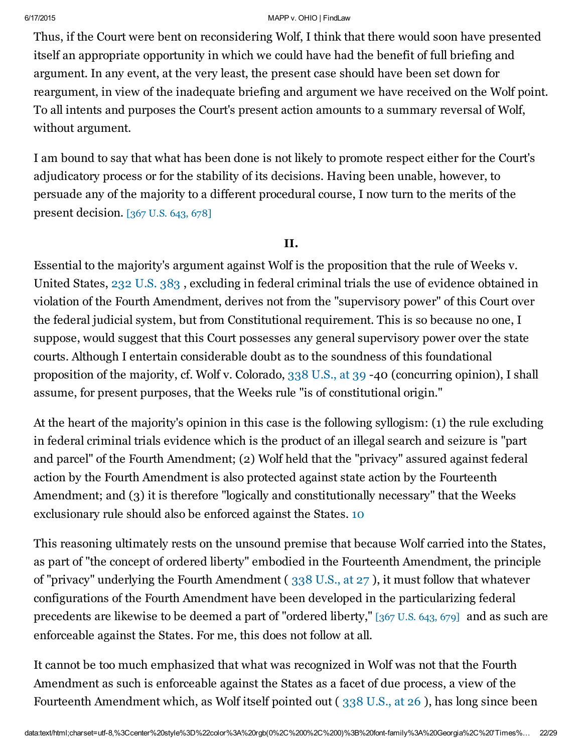Thus, if the Court were bent on reconsidering Wolf, I think that there would soon have presented itself an appropriate opportunity in which we could have had the benefit of full briefing and argument. In any event, at the very least, the present case should have been set down for reargument, in view of the inadequate briefing and argument we have received on the Wolf point. To all intents and purposes the Court's present action amounts to a summary reversal of Wolf, without argument.

I am bound to say that what has been done is not likely to promote respect either for the Court's adjudicatory process or for the stability of its decisions. Having been unable, however, to persuade any of the majority to a different procedural course, I now turn to the merits of the present decision. [367 U.S. 643, 678]

**II.**

Essential to the majority's argument against Wolf is the proposition that the rule of Weeks v. United States, 232 U.S. 383 , excluding in federal criminal trials the use of evidence obtained in violation of the Fourth Amendment, derives not from the "supervisory power" of this Court over the federal judicial system, but from Constitutional requirement. This is so because no one, I suppose, would suggest that this Court possesses any general supervisory power over the state courts. Although I entertain considerable doubt as to the soundness of this foundational proposition of the majority, cf. Wolf v. Colorado, 338 U.S., at 39 -40 (concurring opinion), I shall assume, for present purposes, that the Weeks rule "is of constitutional origin."

At the heart of the majority's opinion in this case is the following syllogism: (1) the rule excluding in federal criminal trials evidence which is the product of an illegal search and seizure is "part and parcel" of the Fourth Amendment; (2) Wolf held that the "privacy" assured against federal action by the Fourth Amendment is also protected against state action by the Fourteenth Amendment; and (3) it is therefore "logically and constitutionally necessary" that the Weeks exclusionary rule should also be enforced against the States. 10

This reasoning ultimately rests on the unsound premise that because Wolf carried into the States, as part of "the concept of ordered liberty" embodied in the Fourteenth Amendment, the principle of "privacy" underlying the Fourth Amendment ( 338 U.S., at 27 ), it must follow that whatever configurations of the Fourth Amendment have been developed in the particularizing federal precedents are likewise to be deemed a part of "ordered liberty," [367 U.S. 643, 679] and as such are enforceable against the States. For me, this does not follow at all.

It cannot be too much emphasized that what was recognized in Wolf was not that the Fourth Amendment as such is enforceable against the States as a facet of due process, a view of the Fourteenth Amendment which, as Wolf itself pointed out ( 338 U.S., at 26 ), has long since been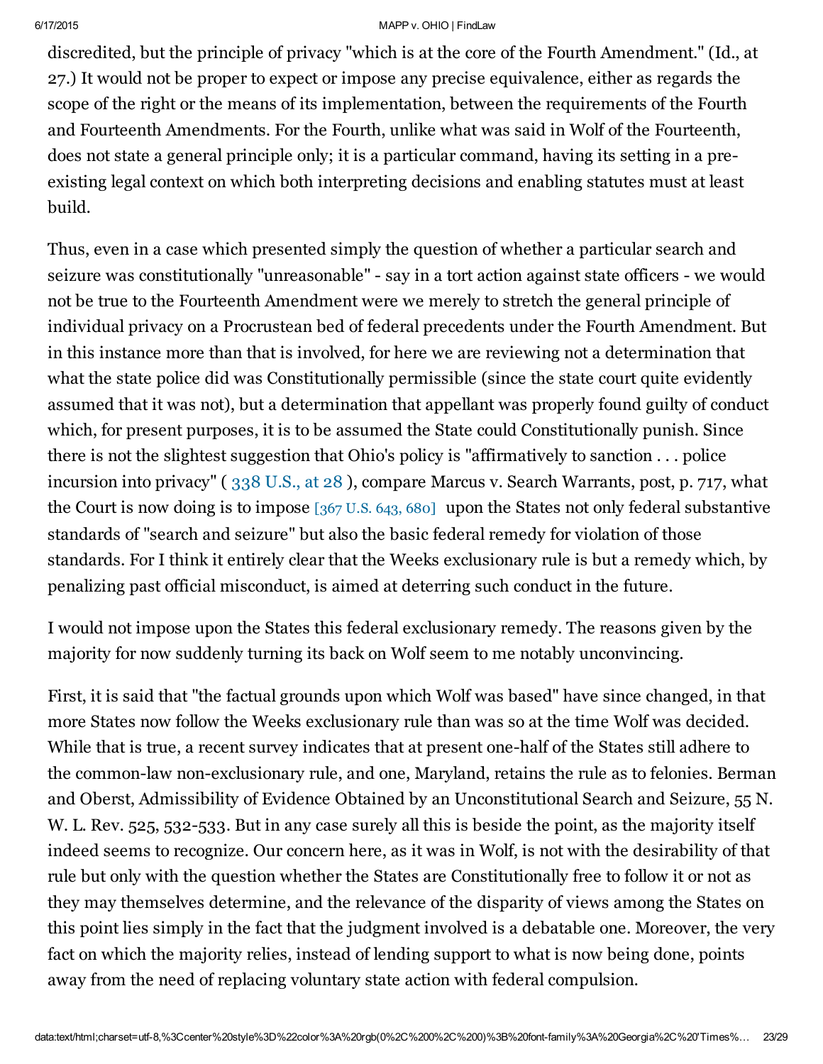discredited, but the principle of privacy "which is at the core of the Fourth Amendment." (Id., at 27.) It would not be proper to expect or impose any precise equivalence, either as regards the scope of the right or the means of its implementation, between the requirements of the Fourth and Fourteenth Amendments. For the Fourth, unlike what was said in Wolf of the Fourteenth, does not state a general principle only; it is a particular command, having its setting in a pre-existing legal context on which both interpreting decisions and enabling statutes must at least build.

Thus, even in a case which presented simply the question of whether a particular search and seizure was constitutionally "unreasonable" - say in a tort action against state officers - we would not be true to the Fourteenth Amendment were we merely to stretch the general principle of individual privacy on a Procrustean bed of federal precedents under the Fourth Amendment. But in this instance more than that is involved, for here we are reviewing not a determination that what the state police did was Constitutionally permissible (since the state court quite evidently assumed that it was not), but a determination that appellant was properly found guilty of conduct which, for present purposes, it is to be assumed the State could Constitutionally punish. Since there is not the slightest suggestion that Ohio's policy is "affirmatively to sanction . . . police incursion into privacy" ( 338 U.S., at 28 ), compare Marcus v. Search Warrants, post, p. 717, what the Court is now doing is to impose [367 U.S. 643, 680] upon the States not only federal substantive standards of "search and seizure" but also the basic federal remedy for violation of those standards. For I think it entirely clear that the Weeks exclusionary rule is but a remedy which, by penalizing past official misconduct, is aimed at deterring such conduct in the future.

I would not impose upon the States this federal exclusionary remedy. The reasons given by the majority for now suddenly turning its back on Wolf seem to me notably unconvincing.

First, it is said that "the factual grounds upon which Wolf was based" have since changed, in that more States now follow the Weeks exclusionary rule than was so at the time Wolf was decided. While that is true, a recent survey indicates that at present one-half of the States still adhere to the common-law non-exclusionary rule, and one, Maryland, retains the rule as to felonies. Berman and Oberst, Admissibility of Evidence Obtained by an Unconstitutional Search and Seizure, 55 N. W. L. Rev. 525, 532-533. But in any case surely all this is beside the point, as the majority itself indeed seems to recognize. Our concern here, as it was in Wolf, is not with the desirability of that rule but only with the question whether the States are Constitutionally free to follow it or not as they may themselves determine, and the relevance of the disparity of views among the States on this point lies simply in the fact that the judgment involved is a debatable one. Moreover, the very fact on which the majority relies, instead of lending support to what is now being done, points away from the need of replacing voluntary state action with federal compulsion.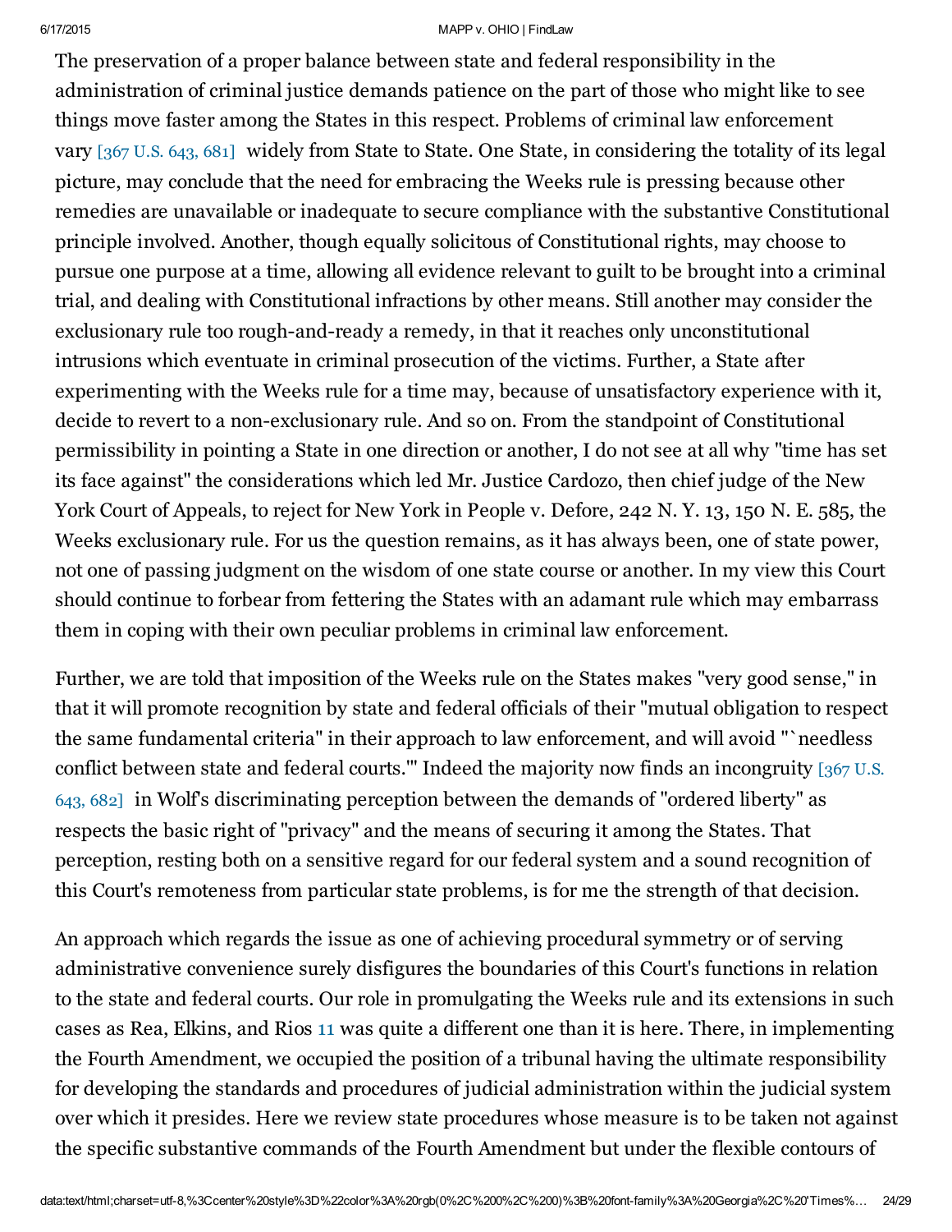The preservation of a proper balance between state and federal responsibility in the administration of criminal justice demands patience on the part of those who might like to see things move faster among the States in this respect. Problems of criminal law enforcement vary [367 U.S. 643, 681] widely from State to State. One State, in considering the totality of its legal picture, may conclude that the need for embracing the Weeks rule is pressing because other remedies are unavailable or inadequate to secure compliance with the substantive Constitutional principle involved. Another, though equally solicitous of Constitutional rights, may choose to pursue one purpose at a time, allowing all evidence relevant to guilt to be brought into a criminal trial, and dealing with Constitutional infractions by other means. Still another may consider the exclusionary rule too rough-and-ready a remedy, in that it reaches only unconstitutional intrusions which eventuate in criminal prosecution of the victims. Further, a State after experimenting with the Weeks rule for a time may, because of unsatisfactory experience with it, decide to revert to a non-exclusionary rule. And so on. From the standpoint of Constitutional permissibility in pointing a State in one direction or another, I do not see at all why "time has set its face against" the considerations which led Mr. Justice Cardozo, then chief judge of the New York Court of Appeals, to reject for New York in People v. Defore, 242 N. Y. 13, 150 N. E. 585, the Weeks exclusionary rule. For us the question remains, as it has always been, one of state power, not one of passing judgment on the wisdom of one state course or another. In my view this Court should continue to forbear from fettering the States with an adamant rule which may embarrass them in coping with their own peculiar problems in criminal law enforcement.

Further, we are told that imposition of the Weeks rule on the States makes "very good sense," in that it will promote recognition by state and federal officials of their "mutual obligation to respect the same fundamental criteria" in their approach to law enforcement, and will avoid "`needless conflict between state and federal courts.'" Indeed the majority now finds an incongruity [367 U.S. 643, 682] in Wolf's discriminating perception between the demands of "ordered liberty" as respects the basic right of "privacy" and the means of securing it among the States. That perception, resting both on a sensitive regard for our federal system and a sound recognition of this Court's remoteness from particular state problems, is for me the strength of that decision.

An approach which regards the issue as one of achieving procedural symmetry or of serving administrative convenience surely disfigures the boundaries of this Court's functions in relation to the state and federal courts. Our role in promulgating the Weeks rule and its extensions in such cases as Rea, Elkins, and Rios [11] was quite a different one than it is here. There, in implementing the Fourth Amendment, we occupied the position of a tribunal having the ultimate responsibility for developing the standards and procedures of judicial administration within the judicial system over which it presides. Here we review state procedures whose measure is to be taken not against the specific substantive commands of the Fourth Amendment but under the flexible contours of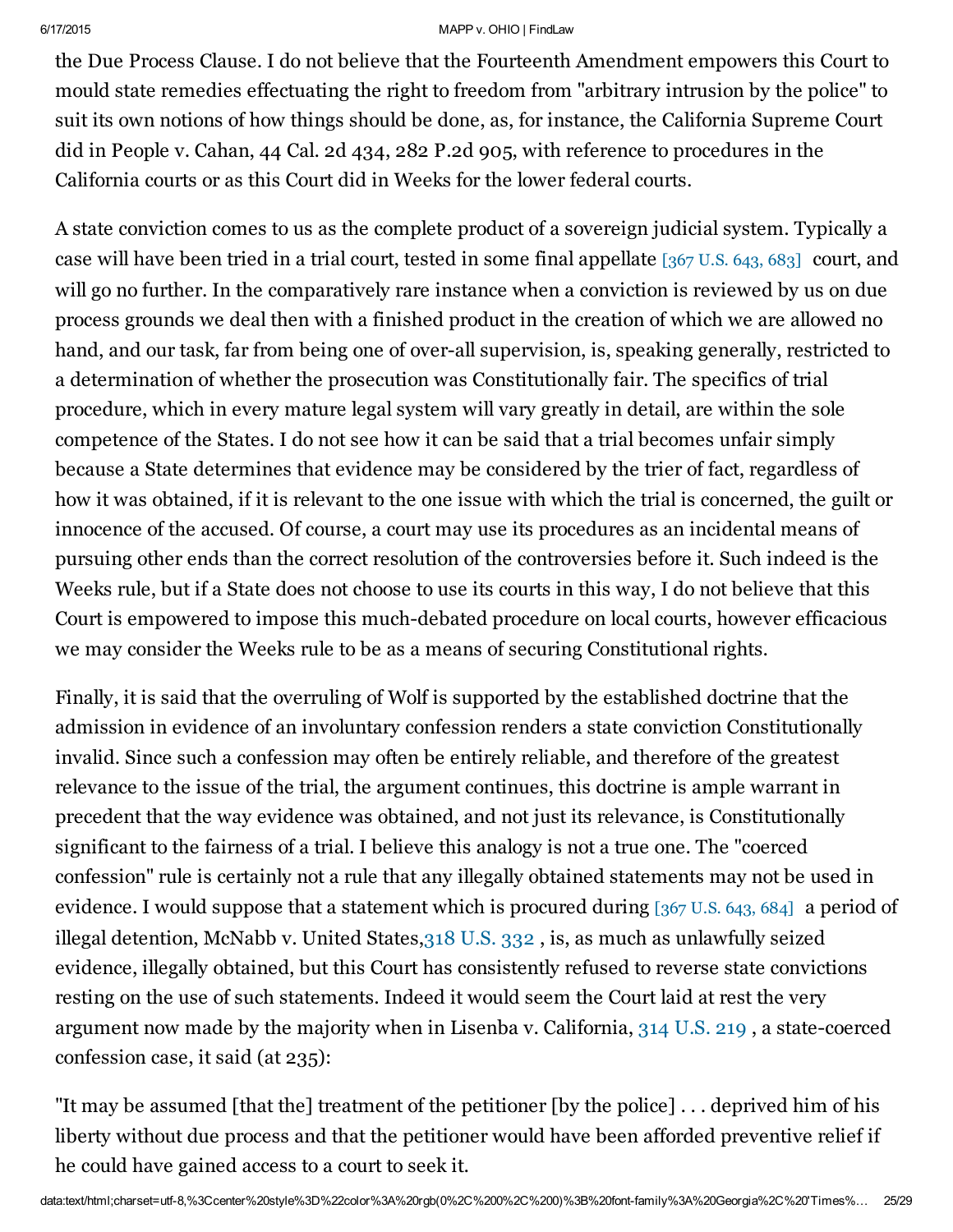the Due Process Clause. I do not believe that the Fourteenth Amendment empowers this Court to mould state remedies effectuating the right to freedom from "arbitrary intrusion by the police" to suit its own notions of how things should be done, as, for instance, the California Supreme Court did in People v. Cahan, 44 Cal. 2d 434, 282 P.2d 905, with reference to procedures in the California courts or as this Court did in Weeks for the lower federal courts.

A state conviction comes to us as the complete product of a sovereign judicial system. Typically a case will have been tried in a trial court, tested in some final appellate [367 U.S. 643, 683] court, and will go no further. In the comparatively rare instance when a conviction is reviewed by us on due process grounds we deal then with a finished product in the creation of which we are allowed no hand, and our task, far from being one of over-all supervision, is, speaking generally, restricted to a determination of whether the prosecution was Constitutionally fair. The specifics of trial procedure, which in every mature legal system will vary greatly in detail, are within the sole competence of the States. I do not see how it can be said that a trial becomes unfair simply because a State determines that evidence may be considered by the trier of fact, regardless of how it was obtained, if it is relevant to the one issue with which the trial is concerned, the guilt or innocence of the accused. Of course, a court may use its procedures as an incidental means of pursuing other ends than the correct resolution of the controversies before it. Such indeed is the Weeks rule, but if a State does not choose to use its courts in this way, I do not believe that this Court is empowered to impose this much-debated procedure on local courts, however efficacious we may consider the Weeks rule to be as a means of securing Constitutional rights.

Finally, it is said that the overruling of Wolf is supported by the established doctrine that the admission in evidence of an involuntary confession renders a state conviction Constitutionally invalid. Since such a confession may often be entirely reliable, and therefore of the greatest relevance to the issue of the trial, the argument continues, this doctrine is ample warrant in precedent that the way evidence was obtained, and not just its relevance, is Constitutionally significant to the fairness of a trial. I believe this analogy is not a true one. The "coerced confession" rule is certainly not a rule that any illegally obtained statements may not be used in evidence. I would suppose that a statement which is procured during [367 U.S. 643, 684] a period of illegal detention, McNabb v. United States, 318 U.S. 332 , is, as much as unlawfully seized evidence, illegally obtained, but this Court has consistently refused to reverse state convictions resting on the use of such statements. Indeed it would seem the Court laid at rest the very argument now made by the majority when in Lisenba v. California, 314 U.S. 219 , a state-coerced confession case, it said (at 235):

"It may be assumed [that the] treatment of the petitioner [by the police] . . . deprived him of his liberty without due process and that the petitioner would have been afforded preventive relief if he could have gained access to a court to seek it.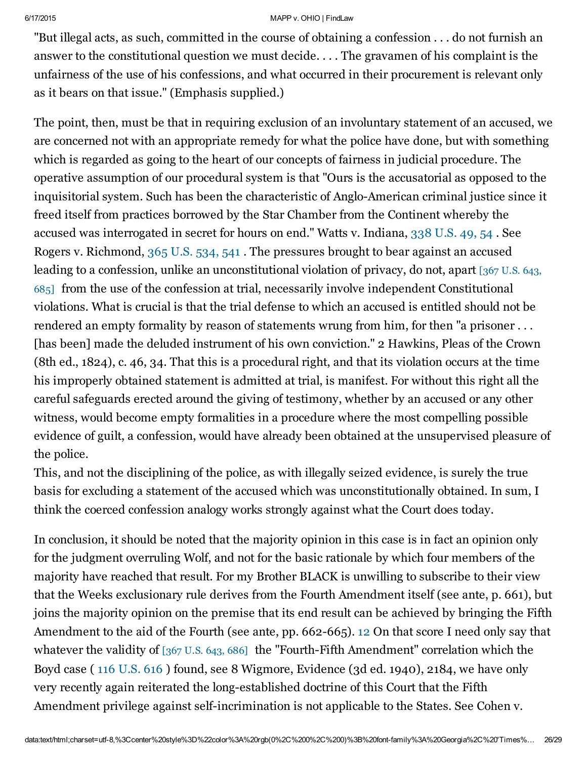"But illegal acts, as such, committed in the course of obtaining a confession . . . do not furnish an answer to the constitutional question we must decide. . . . The gravamen of his complaint is the unfairness of the use of his confessions, and what occurred in their procurement is relevant only as it bears on that issue." (Emphasis supplied.)

The point, then, must be that in requiring exclusion of an involuntary statement of an accused, we are concerned not with an appropriate remedy for what the police have done, but with something which is regarded as going to the heart of our concepts of fairness in judicial procedure. The operative assumption of our procedural system is that "Ours is the accusatorial as opposed to the inquisitorial system. Such has been the characteristic of Anglo-American criminal justice since it freed itself from practices borrowed by the Star Chamber from the Continent whereby the accused was interrogated in secret for hours on end." Watts v. Indiana, 338 U.S. 49, 54 . See Rogers v. Richmond, 365 U.S. 534, 541 . The pressures brought to bear against an accused leading to a confession, unlike an unconstitutional violation of privacy, do not, apart [367 U.S. 643, 685] from the use of the confession at trial, necessarily involve independent Constitutional violations. What is crucial is that the trial defense to which an accused is entitled should not be rendered an empty formality by reason of statements wrung from him, for then "a prisoner . . . [has been] made the deluded instrument of his own conviction." 2 Hawkins, Pleas of the Crown (8th ed., 1824), c. 46, 34. That this is a procedural right, and that its violation occurs at the time his improperly obtained statement is admitted at trial, is manifest. For without this right all the careful safeguards erected around the giving of testimony, whether by an accused or any other witness, would become empty formalities in a procedure where the most compelling possible evidence of guilt, a confession, would have already been obtained at the unsupervised pleasure of the police.

This, and not the disciplining of the police, as with illegally seized evidence, is surely the true basis for excluding a statement of the accused which was unconstitutionally obtained. In sum, I think the coerced confession analogy works strongly against what the Court does today.

In conclusion, it should be noted that the majority opinion in this case is in fact an opinion only for the judgment overruling Wolf, and not for the basic rationale by which four members of the majority have reached that result. For my Brother BLACK is unwilling to subscribe to their view that the Weeks exclusionary rule derives from the Fourth Amendment itself (see ante, p. 661), but joins the majority opinion on the premise that its end result can be achieved by bringing the Fifth Amendment to the aid of the Fourth (see ante, pp. 662-665). 12 On that score I need only say that whatever the validity of [367 U.S. 643, 686] the "Fourth-Fifth Amendment" correlation which the Boyd case ( 116 U.S. 616 ) found, see 8 Wigmore, Evidence (3d ed. 1940), 2184, we have only very recently again reiterated the long-established doctrine of this Court that the Fifth Amendment privilege against self-incrimination is not applicable to the States. See Cohen v.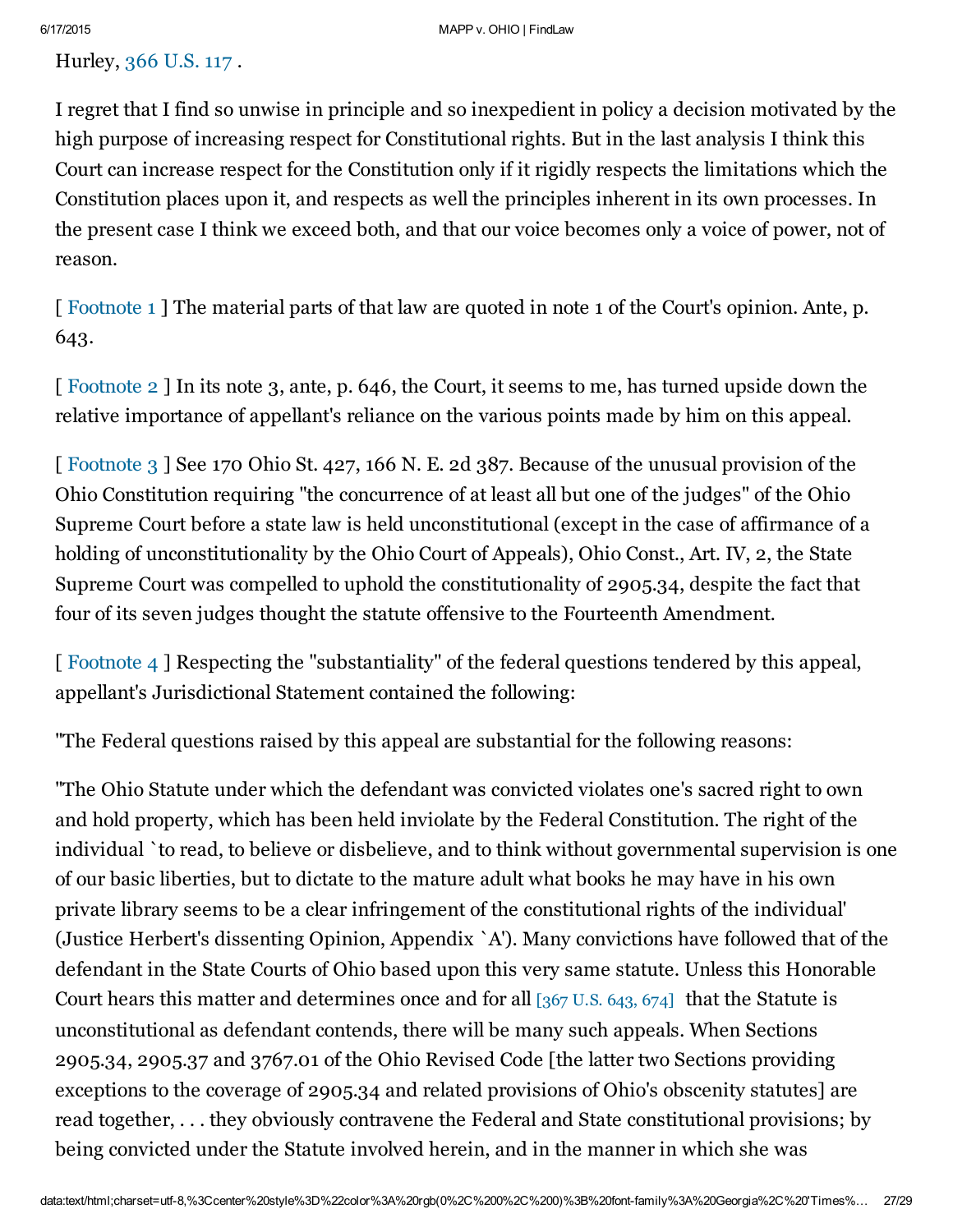Hurley, 366 U.S. 117 .

I regret that I find so unwise in principle and so inexpedient in policy a decision motivated by the high purpose of increasing respect for Constitutional rights. But in the last analysis I think this Court can increase respect for the Constitution only if it rigidly respects the limitations which the Constitution places upon it, and respects as well the principles inherent in its own processes. In the present case I think we exceed both, and that our voice becomes only a voice of power, not of reason.

[ Footnote 1 ] The material parts of that law are quoted in note 1 of the Court's opinion. Ante, p. 643.

[ Footnote 2 ] In its note 3, ante, p. 646, the Court, it seems to me, has turned upside down the relative importance of appellant's reliance on the various points made by him on this appeal.

[ Footnote 3 ] See 170 Ohio St. 427, 166 N. E. 2d 387. Because of the unusual provision of the Ohio Constitution requiring "the concurrence of at least all but one of the judges" of the Ohio Supreme Court before a state law is held unconstitutional (except in the case of affirmance of a holding of unconstitutionality by the Ohio Court of Appeals), Ohio Const., Art. IV, 2, the State Supreme Court was compelled to uphold the constitutionality of 2905.34, despite the fact that four of its seven judges thought the statute offensive to the Fourteenth Amendment.

[ Footnote 4 ] Respecting the "substantiality" of the federal questions tendered by this appeal, appellant's Jurisdictional Statement contained the following:

"The Federal questions raised by this appeal are substantial for the following reasons:

"The Ohio Statute under which the defendant was convicted violates one's sacred right to own and hold property, which has been held inviolate by the Federal Constitution. The right of the individual `to read, to believe or disbelieve, and to think without governmental supervision is one of our basic liberties, but to dictate to the mature adult what books he may have in his own private library seems to be a clear infringement of the constitutional rights of the individual' (Justice Herbert's dissenting Opinion, Appendix `A'). Many convictions have followed that of the defendant in the State Courts of Ohio based upon this very same statute. Unless this Honorable Court hears this matter and determines once and for all [367 U.S. 643, 674] that the Statute is unconstitutional as defendant contends, there will be many such appeals. When Sections 2905.34, 2905.37 and 3767.01 of the Ohio Revised Code [the latter two Sections providing exceptions to the coverage of 2905.34 and related provisions of Ohio's obscenity statutes] are read together, . . . they obviously contravene the Federal and State constitutional provisions; by being convicted under the Statute involved herein, and in the manner in which she was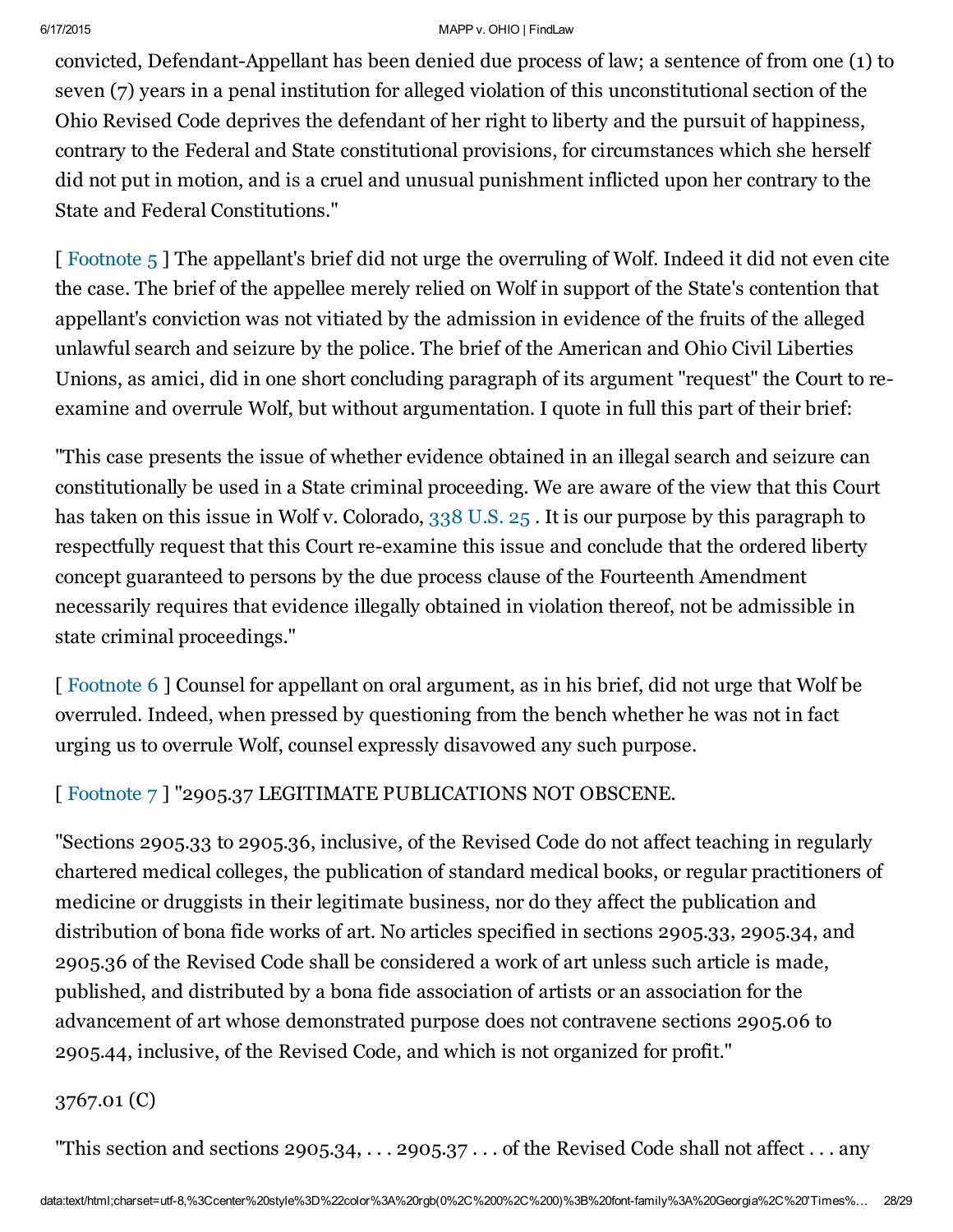convicted, Defendant-Appellant has been denied due process of law; a sentence of from one (1) to seven (7) years in a penal institution for alleged violation of this unconstitutional section of the Ohio Revised Code deprives the defendant of her right to liberty and the pursuit of happiness, contrary to the Federal and State constitutional provisions, for circumstances which she herself did not put in motion, and is a cruel and unusual punishment inflicted upon her contrary to the State and Federal Constitutions."

[ Footnote 5 ] The appellant's brief did not urge the overruling of Wolf. Indeed it did not even cite the case. The brief of the appellee merely relied on Wolf in support of the State's contention that appellant's conviction was not vitiated by the admission in evidence of the fruits of the alleged unlawful search and seizure by the police. The brief of the American and Ohio Civil Liberties Unions, as amici, did in one short concluding paragraph of its argument "request" the Court to re-examine and overrule Wolf, but without argumentation. I quote in full this part of their brief:

"This case presents the issue of whether evidence obtained in an illegal search and seizure can constitutionally be used in a State criminal proceeding. We are aware of the view that this Court has taken on this issue in Wolf v. Colorado, 338 U.S. 25 . It is our purpose by this paragraph to respectfully request that this Court re-examine this issue and conclude that the ordered liberty concept guaranteed to persons by the due process clause of the Fourteenth Amendment necessarily requires that evidence illegally obtained in violation thereof, not be admissible in state criminal proceedings."

[ Footnote 6 ] Counsel for appellant on oral argument, as in his brief, did not urge that Wolf be overruled. Indeed, when pressed by questioning from the bench whether he was not in fact urging us to overrule Wolf, counsel expressly disavowed any such purpose.

[ Footnote 7 ] "2905.37 LEGITIMATE PUBLICATIONS NOT OBSCENE.

"Sections 2905.33 to 2905.36, inclusive, of the Revised Code do not affect teaching in regularly chartered medical colleges, the publication of standard medical books, or regular practitioners of medicine or druggists in their legitimate business, nor do they affect the publication and distribution of bona fide works of art. No articles specified in sections 2905.33, 2905.34, and 2905.36 of the Revised Code shall be considered a work of art unless such article is made, published, and distributed by a bona fide association of artists or an association for the advancement of art whose demonstrated purpose does not contravene sections 2905.06 to 2905.44, inclusive, of the Revised Code, and which is not organized for profit."

3767.01 (C)

"This section and sections 2905.34, . . . 2905.37 . . . of the Revised Code shall not affect . . . any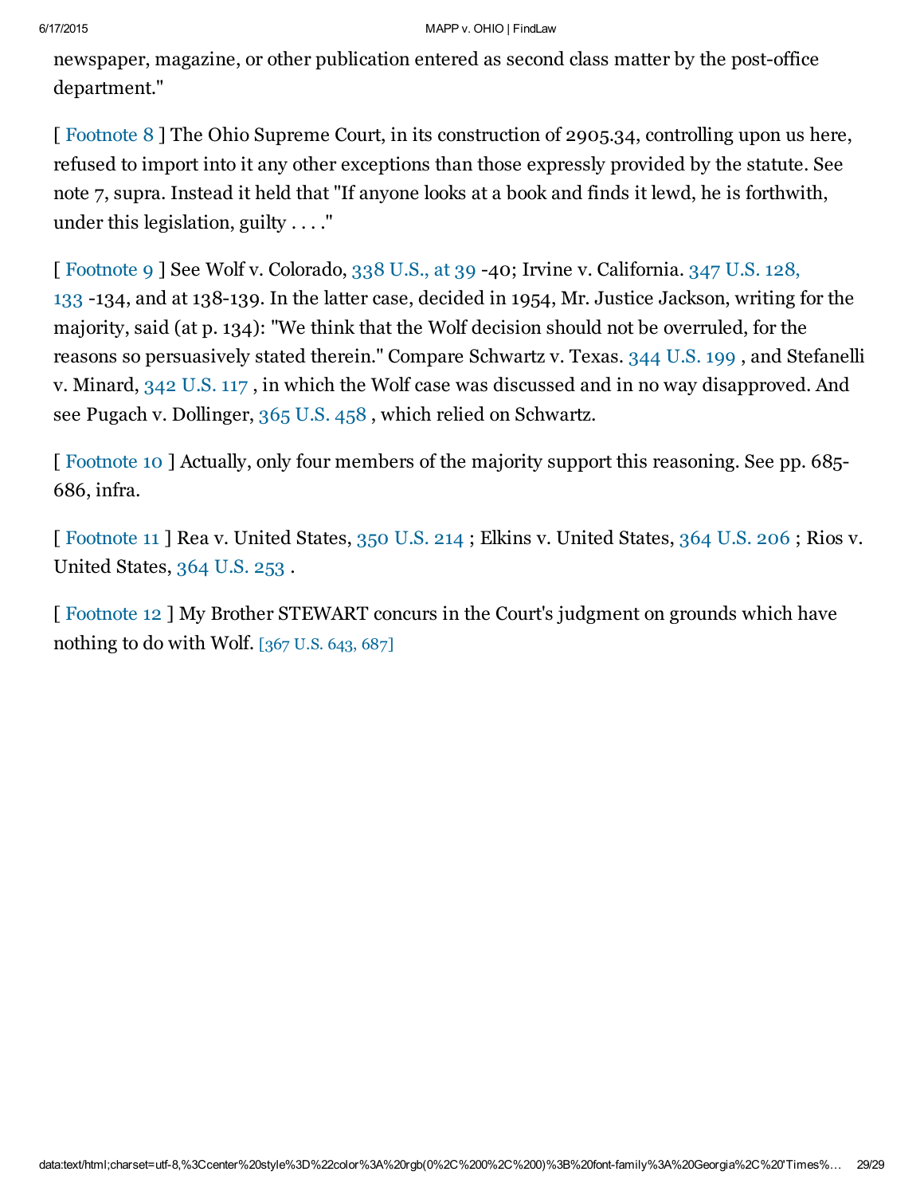newspaper, magazine, or other publication entered as second class matter by the post-office department."

[ Footnote 8 ] The Ohio Supreme Court, in its construction of 2905.34, controlling upon us here, refused to import into it any other exceptions than those expressly provided by the statute. See note 7, supra. Instead it held that "If anyone looks at a book and finds it lewd, he is forthwith, under this legislation, guilty . . . ."

[ Footnote 9 ] See Wolf v. Colorado, 338 U.S., at 39 -40; Irvine v. California. 347 U.S. 128, 133 -134, and at 138-139. In the latter case, decided in 1954, Mr. Justice Jackson, writing for the majority, said (at p. 134): "We think that the Wolf decision should not be overruled, for the reasons so persuasively stated therein." Compare Schwartz v. Texas. 344 U.S. 199 , and Stefanelli v. Minard, 342 U.S. 117 , in which the Wolf case was discussed and in no way disapproved. And see Pugach v. Dollinger, 365 U.S. 458 , which relied on Schwartz.

[ Footnote 10 ] Actually, only four members of the majority support this reasoning. See pp. 685-686, infra.

[ Footnote 11 ] Rea v. United States, 350 U.S. 214 ; Elkins v. United States, 364 U.S. 206 ; Rios v. United States, 364 U.S. 253 .

[ Footnote 12 ] My Brother STEWART concurs in the Court's judgment on grounds which have nothing to do with Wolf. [367 U.S. 643, 687]